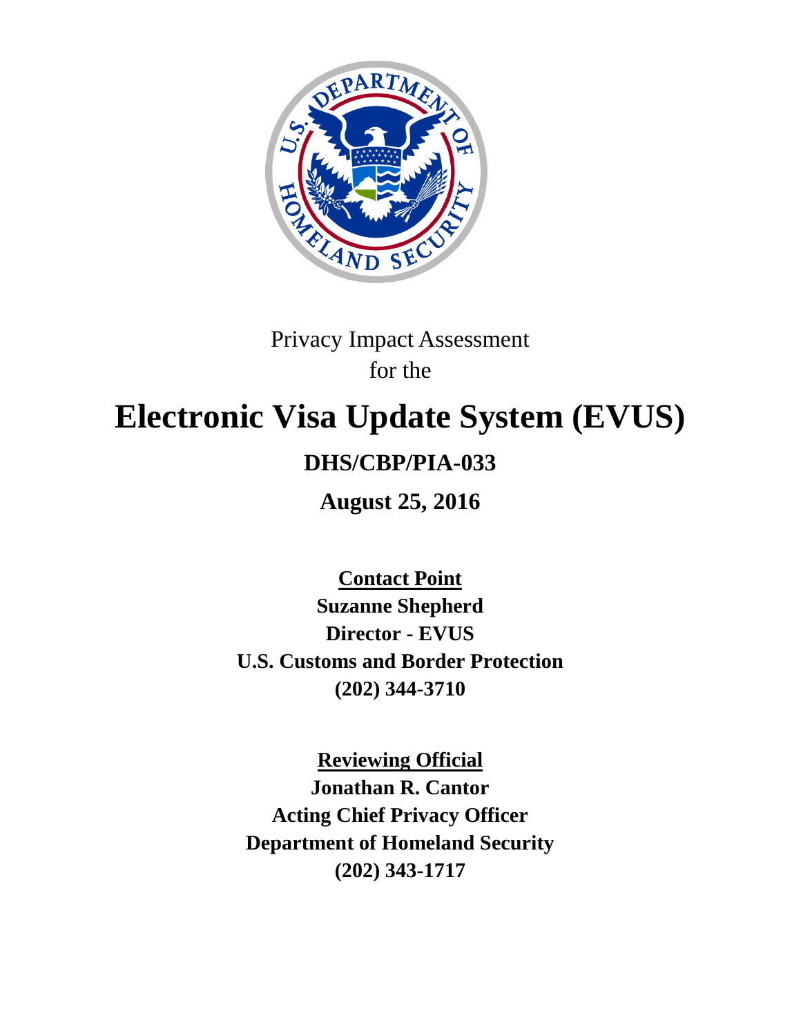Privacy Impact Assessment
for the

# Electronic Visa Update System (EVUS)

## DHS/CBP/PIA-033

## August 25, 2016

**Contact Point**
**Suzanne Shepherd**
**Director - EVUS**
**U.S. Customs and Border Protection**
**(202) 344-3710**

**Reviewing Official**
**Jonathan R. Cantor**
**Acting Chief Privacy Officer**
**Department of Homeland Security**
**(202) 343-1717**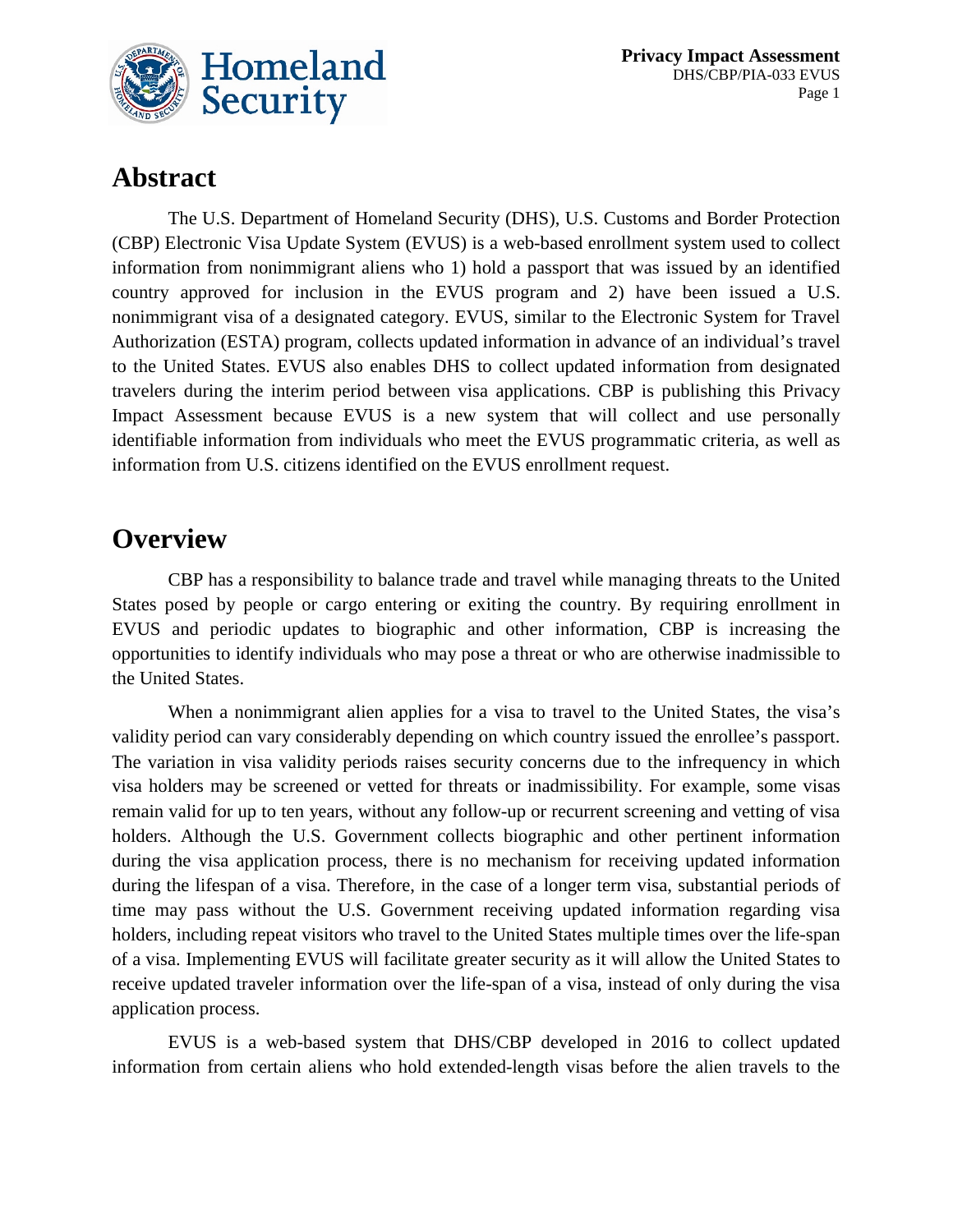## Abstract

The U.S. Department of Homeland Security (DHS), U.S. Customs and Border Protection (CBP) Electronic Visa Update System (EVUS) is a web-based enrollment system used to collect information from nonimmigrant aliens who 1) hold a passport that was issued by an identified country approved for inclusion in the EVUS program and 2) have been issued a U.S. nonimmigrant visa of a designated category. EVUS, similar to the Electronic System for Travel Authorization (ESTA) program, collects updated information in advance of an individual's travel to the United States. EVUS also enables DHS to collect updated information from designated travelers during the interim period between visa applications. CBP is publishing this Privacy Impact Assessment because EVUS is a new system that will collect and use personally identifiable information from individuals who meet the EVUS programmatic criteria, as well as information from U.S. citizens identified on the EVUS enrollment request.

## Overview

CBP has a responsibility to balance trade and travel while managing threats to the United States posed by people or cargo entering or exiting the country. By requiring enrollment in EVUS and periodic updates to biographic and other information, CBP is increasing the opportunities to identify individuals who may pose a threat or who are otherwise inadmissible to the United States.

When a nonimmigrant alien applies for a visa to travel to the United States, the visa's validity period can vary considerably depending on which country issued the enrollee's passport. The variation in visa validity periods raises security concerns due to the infrequency in which visa holders may be screened or vetted for threats or inadmissibility. For example, some visas remain valid for up to ten years, without any follow-up or recurrent screening and vetting of visa holders. Although the U.S. Government collects biographic and other pertinent information during the visa application process, there is no mechanism for receiving updated information during the lifespan of a visa. Therefore, in the case of a longer term visa, substantial periods of time may pass without the U.S. Government receiving updated information regarding visa holders, including repeat visitors who travel to the United States multiple times over the life-span of a visa. Implementing EVUS will facilitate greater security as it will allow the United States to receive updated traveler information over the life-span of a visa, instead of only during the visa application process.

EVUS is a web-based system that DHS/CBP developed in 2016 to collect updated information from certain aliens who hold extended-length visas before the alien travels to the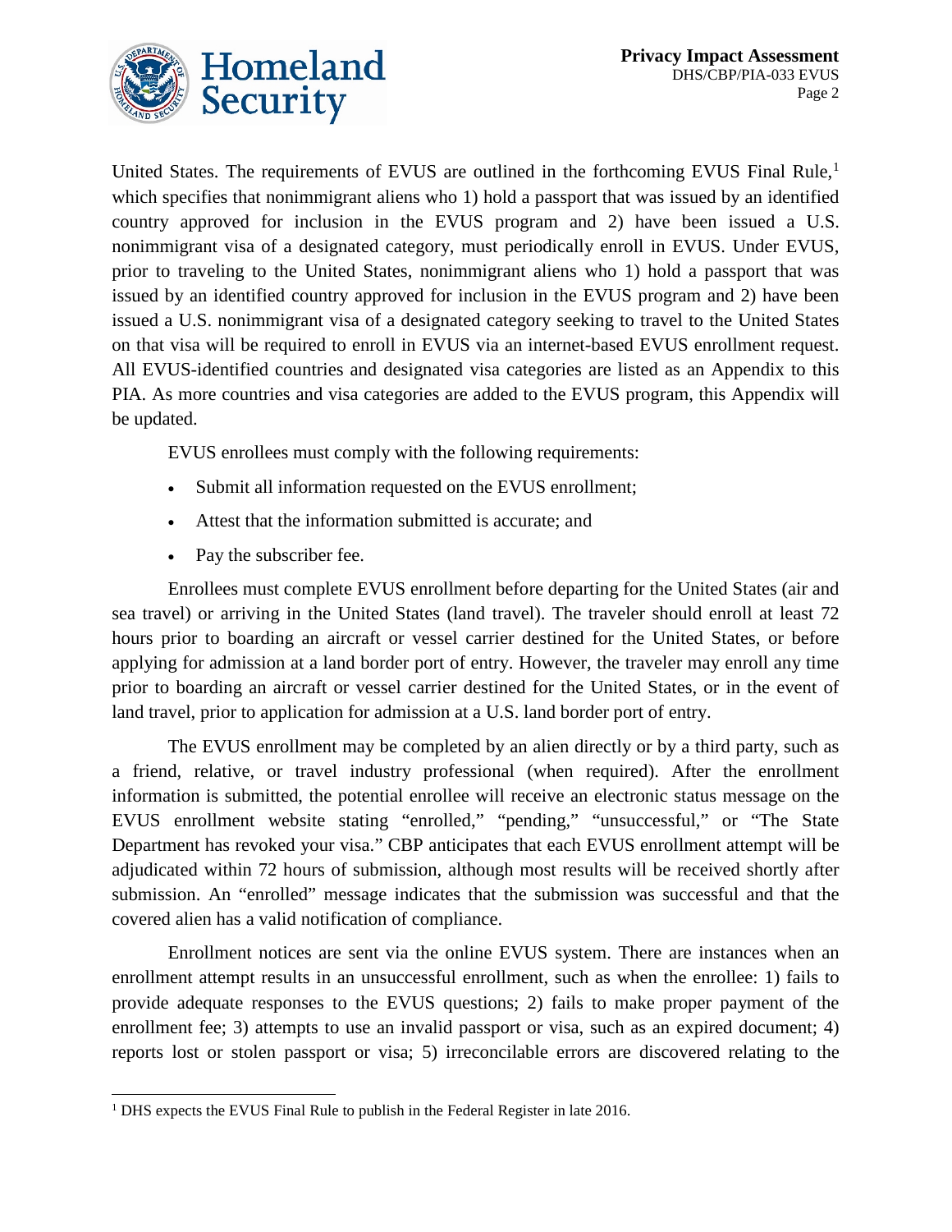United States. The requirements of EVUS are outlined in the forthcoming EVUS Final Rule,[1] which specifies that nonimmigrant aliens who 1) hold a passport that was issued by an identified country approved for inclusion in the EVUS program and 2) have been issued a U.S. nonimmigrant visa of a designated category, must periodically enroll in EVUS. Under EVUS, prior to traveling to the United States, nonimmigrant aliens who 1) hold a passport that was issued by an identified country approved for inclusion in the EVUS program and 2) have been issued a U.S. nonimmigrant visa of a designated category seeking to travel to the United States on that visa will be required to enroll in EVUS via an internet-based EVUS enrollment request. All EVUS-identified countries and designated visa categories are listed as an Appendix to this PIA. As more countries and visa categories are added to the EVUS program, this Appendix will be updated.

EVUS enrollees must comply with the following requirements:

- Submit all information requested on the EVUS enrollment;
- Attest that the information submitted is accurate; and
- Pay the subscriber fee.

Enrollees must complete EVUS enrollment before departing for the United States (air and sea travel) or arriving in the United States (land travel). The traveler should enroll at least 72 hours prior to boarding an aircraft or vessel carrier destined for the United States, or before applying for admission at a land border port of entry. However, the traveler may enroll any time prior to boarding an aircraft or vessel carrier destined for the United States, or in the event of land travel, prior to application for admission at a U.S. land border port of entry.

The EVUS enrollment may be completed by an alien directly or by a third party, such as a friend, relative, or travel industry professional (when required). After the enrollment information is submitted, the potential enrollee will receive an electronic status message on the EVUS enrollment website stating "enrolled," "pending," "unsuccessful," or "The State Department has revoked your visa." CBP anticipates that each EVUS enrollment attempt will be adjudicated within 72 hours of submission, although most results will be received shortly after submission. An "enrolled" message indicates that the submission was successful and that the covered alien has a valid notification of compliance.

Enrollment notices are sent via the online EVUS system. There are instances when an enrollment attempt results in an unsuccessful enrollment, such as when the enrollee: 1) fails to provide adequate responses to the EVUS questions; 2) fails to make proper payment of the enrollment fee; 3) attempts to use an invalid passport or visa, such as an expired document; 4) reports lost or stolen passport or visa; 5) irreconcilable errors are discovered relating to the

[1] DHS expects the EVUS Final Rule to publish in the Federal Register in late 2016.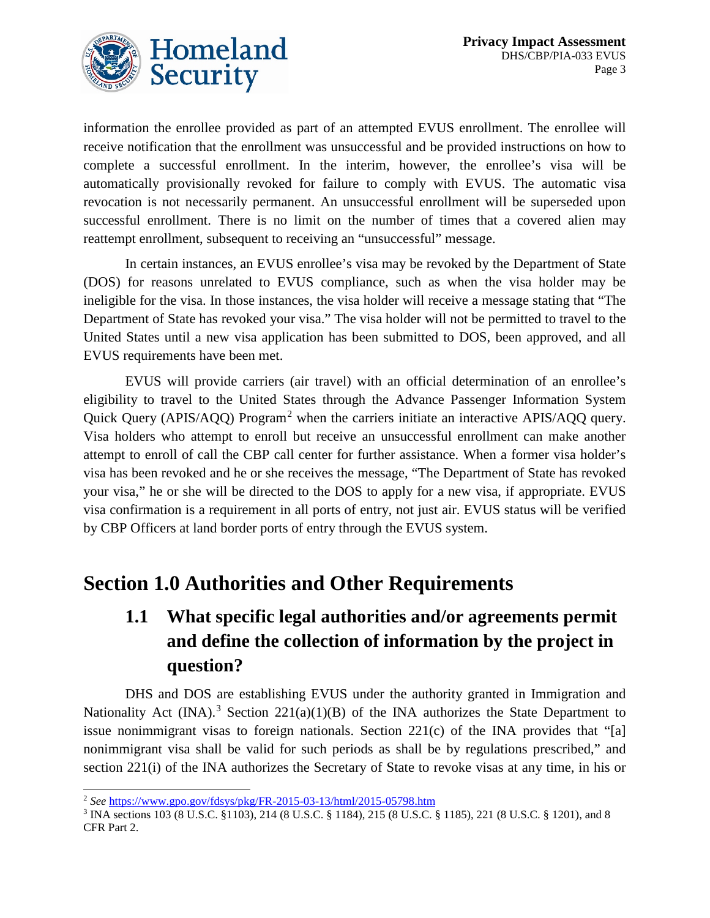information the enrollee provided as part of an attempted EVUS enrollment. The enrollee will receive notification that the enrollment was unsuccessful and be provided instructions on how to complete a successful enrollment. In the interim, however, the enrollee's visa will be automatically provisionally revoked for failure to comply with EVUS. The automatic visa revocation is not necessarily permanent. An unsuccessful enrollment will be superseded upon successful enrollment. There is no limit on the number of times that a covered alien may reattempt enrollment, subsequent to receiving an "unsuccessful" message.

In certain instances, an EVUS enrollee's visa may be revoked by the Department of State (DOS) for reasons unrelated to EVUS compliance, such as when the visa holder may be ineligible for the visa. In those instances, the visa holder will receive a message stating that "The Department of State has revoked your visa." The visa holder will not be permitted to travel to the United States until a new visa application has been submitted to DOS, been approved, and all EVUS requirements have been met.

EVUS will provide carriers (air travel) with an official determination of an enrollee's eligibility to travel to the United States through the Advance Passenger Information System Quick Query (APIS/AQQ) Program[2] when the carriers initiate an interactive APIS/AQQ query. Visa holders who attempt to enroll but receive an unsuccessful enrollment can make another attempt to enroll of call the CBP call center for further assistance. When a former visa holder's visa has been revoked and he or she receives the message, "The Department of State has revoked your visa," he or she will be directed to the DOS to apply for a new visa, if appropriate. EVUS visa confirmation is a requirement in all ports of entry, not just air. EVUS status will be verified by CBP Officers at land border ports of entry through the EVUS system.

# Section 1.0 Authorities and Other Requirements

## 1.1 What specific legal authorities and/or agreements permit and define the collection of information by the project in question?

DHS and DOS are establishing EVUS under the authority granted in Immigration and Nationality Act (INA).[3] Section 221(a)(1)(B) of the INA authorizes the State Department to issue nonimmigrant visas to foreign nationals. Section 221(c) of the INA provides that "[a] nonimmigrant visa shall be valid for such periods as shall be by regulations prescribed," and section 221(i) of the INA authorizes the Secretary of State to revoke visas at any time, in his or

---

[2] *See* https://www.gpo.gov/fdsys/pkg/FR-2015-03-13/html/2015-05798.htm

[3] INA sections 103 (8 U.S.C. §1103), 214 (8 U.S.C. § 1184), 215 (8 U.S.C. § 1185), 221 (8 U.S.C. § 1201), and 8 CFR Part 2.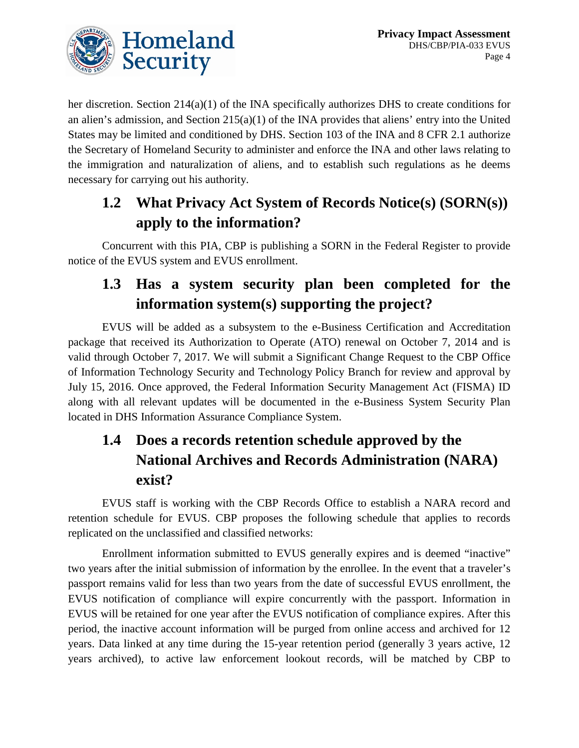her discretion. Section 214(a)(1) of the INA specifically authorizes DHS to create conditions for an alien's admission, and Section 215(a)(1) of the INA provides that aliens' entry into the United States may be limited and conditioned by DHS. Section 103 of the INA and 8 CFR 2.1 authorize the Secretary of Homeland Security to administer and enforce the INA and other laws relating to the immigration and naturalization of aliens, and to establish such regulations as he deems necessary for carrying out his authority.

## 1.2 What Privacy Act System of Records Notice(s) (SORN(s)) apply to the information?

Concurrent with this PIA, CBP is publishing a SORN in the Federal Register to provide notice of the EVUS system and EVUS enrollment.

## 1.3 Has a system security plan been completed for the information system(s) supporting the project?

EVUS will be added as a subsystem to the e-Business Certification and Accreditation package that received its Authorization to Operate (ATO) renewal on October 7, 2014 and is valid through October 7, 2017. We will submit a Significant Change Request to the CBP Office of Information Technology Security and Technology Policy Branch for review and approval by July 15, 2016. Once approved, the Federal Information Security Management Act (FISMA) ID along with all relevant updates will be documented in the e-Business System Security Plan located in DHS Information Assurance Compliance System.

## 1.4 Does a records retention schedule approved by the National Archives and Records Administration (NARA) exist?

EVUS staff is working with the CBP Records Office to establish a NARA record and retention schedule for EVUS. CBP proposes the following schedule that applies to records replicated on the unclassified and classified networks:

Enrollment information submitted to EVUS generally expires and is deemed "inactive" two years after the initial submission of information by the enrollee. In the event that a traveler's passport remains valid for less than two years from the date of successful EVUS enrollment, the EVUS notification of compliance will expire concurrently with the passport. Information in EVUS will be retained for one year after the EVUS notification of compliance expires. After this period, the inactive account information will be purged from online access and archived for 12 years. Data linked at any time during the 15-year retention period (generally 3 years active, 12 years archived), to active law enforcement lookout records, will be matched by CBP to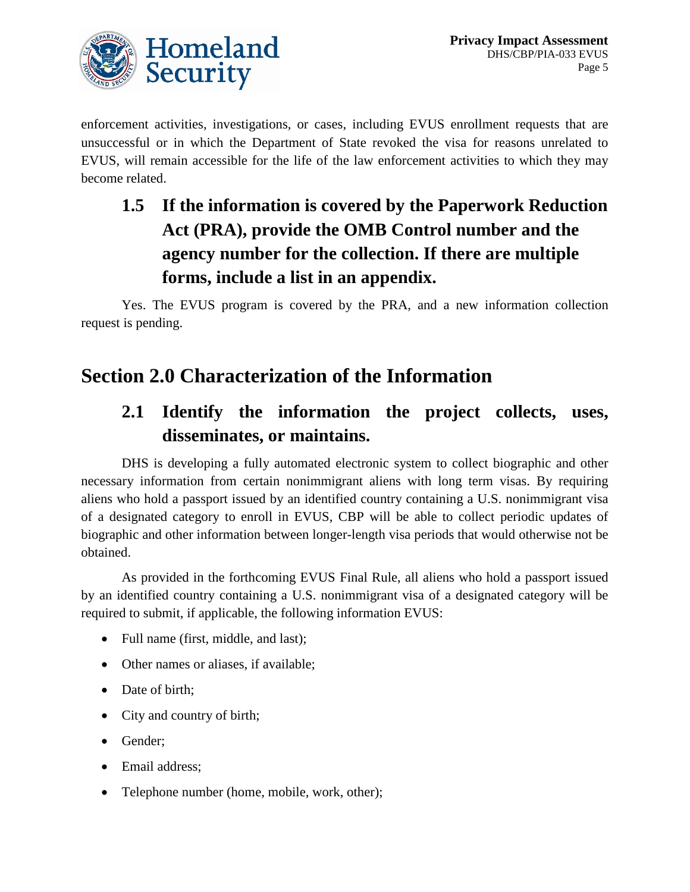enforcement activities, investigations, or cases, including EVUS enrollment requests that are unsuccessful or in which the Department of State revoked the visa for reasons unrelated to EVUS, will remain accessible for the life of the law enforcement activities to which they may become related.

### 1.5 If the information is covered by the Paperwork Reduction Act (PRA), provide the OMB Control number and the agency number for the collection. If there are multiple forms, include a list in an appendix.

Yes. The EVUS program is covered by the PRA, and a new information collection request is pending.

## Section 2.0 Characterization of the Information

### 2.1 Identify the information the project collects, uses, disseminates, or maintains.

DHS is developing a fully automated electronic system to collect biographic and other necessary information from certain nonimmigrant aliens with long term visas. By requiring aliens who hold a passport issued by an identified country containing a U.S. nonimmigrant visa of a designated category to enroll in EVUS, CBP will be able to collect periodic updates of biographic and other information between longer-length visa periods that would otherwise not be obtained.

As provided in the forthcoming EVUS Final Rule, all aliens who hold a passport issued by an identified country containing a U.S. nonimmigrant visa of a designated category will be required to submit, if applicable, the following information EVUS:

- Full name (first, middle, and last);
- Other names or aliases, if available;
- Date of birth;
- City and country of birth;
- Gender;
- Email address;
- Telephone number (home, mobile, work, other);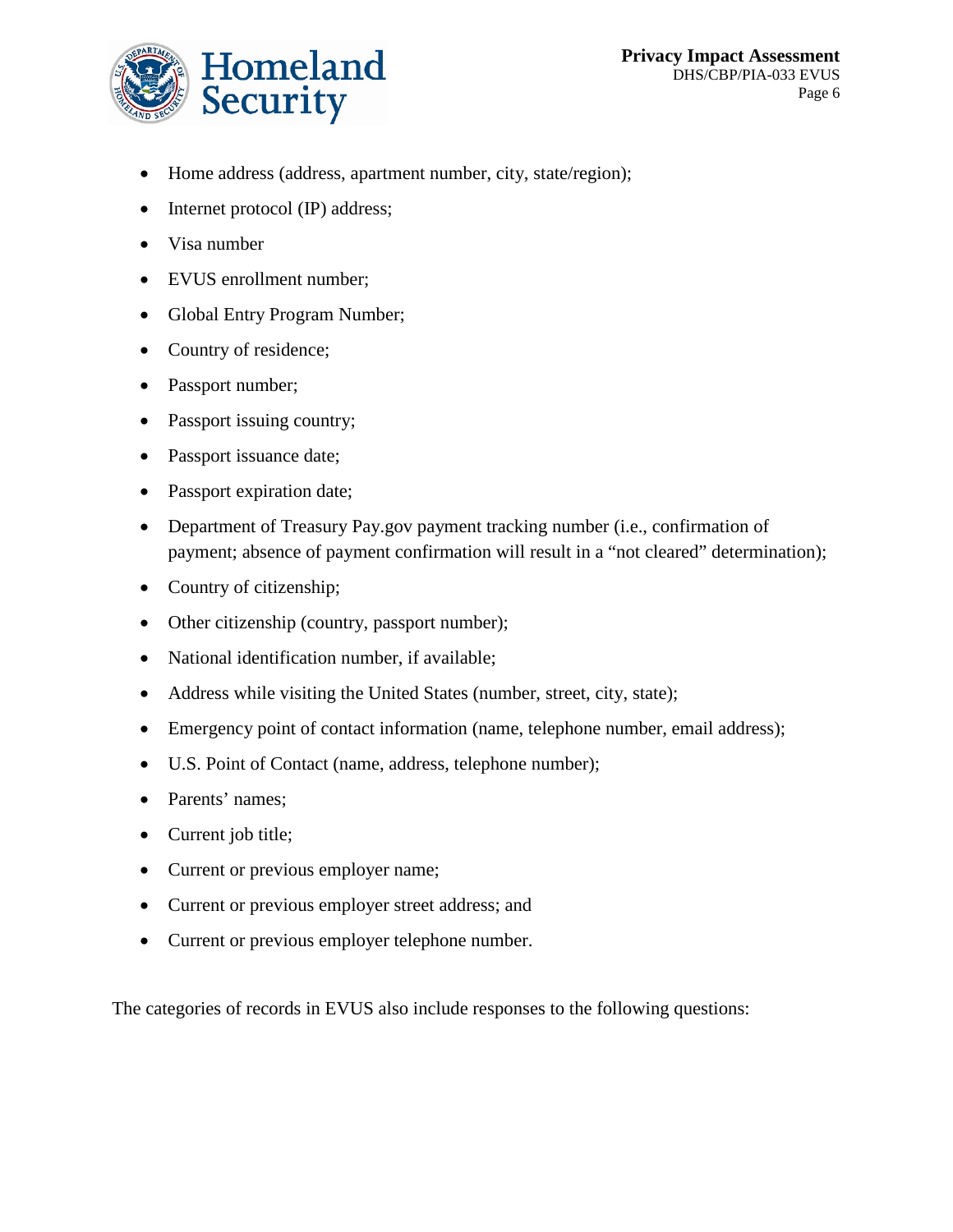- Home address (address, apartment number, city, state/region);
- Internet protocol (IP) address;
- Visa number
- EVUS enrollment number;
- Global Entry Program Number;
- Country of residence;
- Passport number;
- Passport issuing country;
- Passport issuance date;
- Passport expiration date;
- Department of Treasury Pay.gov payment tracking number (i.e., confirmation of payment; absence of payment confirmation will result in a "not cleared" determination);
- Country of citizenship;
- Other citizenship (country, passport number);
- National identification number, if available;
- Address while visiting the United States (number, street, city, state);
- Emergency point of contact information (name, telephone number, email address);
- U.S. Point of Contact (name, address, telephone number);
- Parents' names;
- Current job title;
- Current or previous employer name;
- Current or previous employer street address; and
- Current or previous employer telephone number.

The categories of records in EVUS also include responses to the following questions: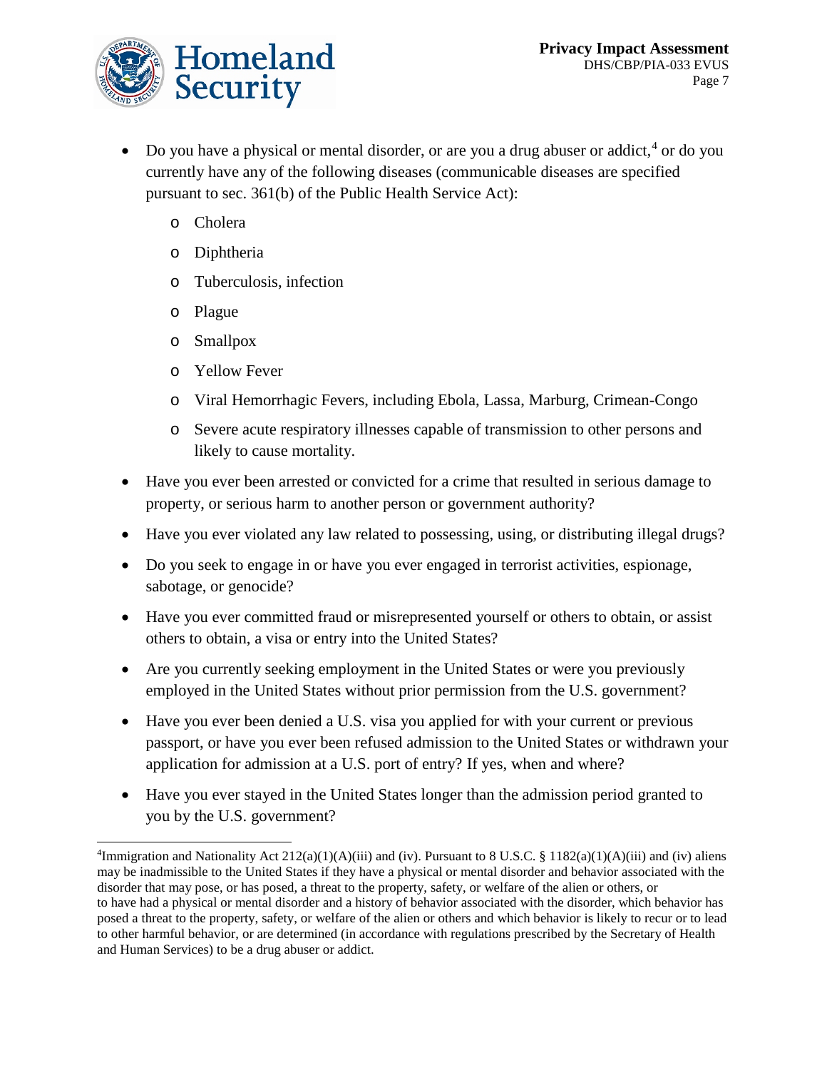- Do you have a physical or mental disorder, or are you a drug abuser or addict,[4] or do you currently have any of the following diseases (communicable diseases are specified pursuant to sec. 361(b) of the Public Health Service Act):
    - Cholera
    - Diphtheria
    - Tuberculosis, infection
    - Plague
    - Smallpox
    - Yellow Fever
    - Viral Hemorrhagic Fevers, including Ebola, Lassa, Marburg, Crimean-Congo
    - Severe acute respiratory illnesses capable of transmission to other persons and likely to cause mortality.
- Have you ever been arrested or convicted for a crime that resulted in serious damage to property, or serious harm to another person or government authority?
- Have you ever violated any law related to possessing, using, or distributing illegal drugs?
- Do you seek to engage in or have you ever engaged in terrorist activities, espionage, sabotage, or genocide?
- Have you ever committed fraud or misrepresented yourself or others to obtain, or assist others to obtain, a visa or entry into the United States?
- Are you currently seeking employment in the United States or were you previously employed in the United States without prior permission from the U.S. government?
- Have you ever been denied a U.S. visa you applied for with your current or previous passport, or have you ever been refused admission to the United States or withdrawn your application for admission at a U.S. port of entry? If yes, when and where?
- Have you ever stayed in the United States longer than the admission period granted to you by the U.S. government?

---

[4] Immigration and Nationality Act 212(a)(1)(A)(iii) and (iv). Pursuant to 8 U.S.C. § 1182(a)(1)(A)(iii) and (iv) aliens may be inadmissible to the United States if they have a physical or mental disorder and behavior associated with the disorder that may pose, or has posed, a threat to the property, safety, or welfare of the alien or others, or to have had a physical or mental disorder and a history of behavior associated with the disorder, which behavior has posed a threat to the property, safety, or welfare of the alien or others and which behavior is likely to recur or to lead to other harmful behavior, or are determined (in accordance with regulations prescribed by the Secretary of Health and Human Services) to be a drug abuser or addict.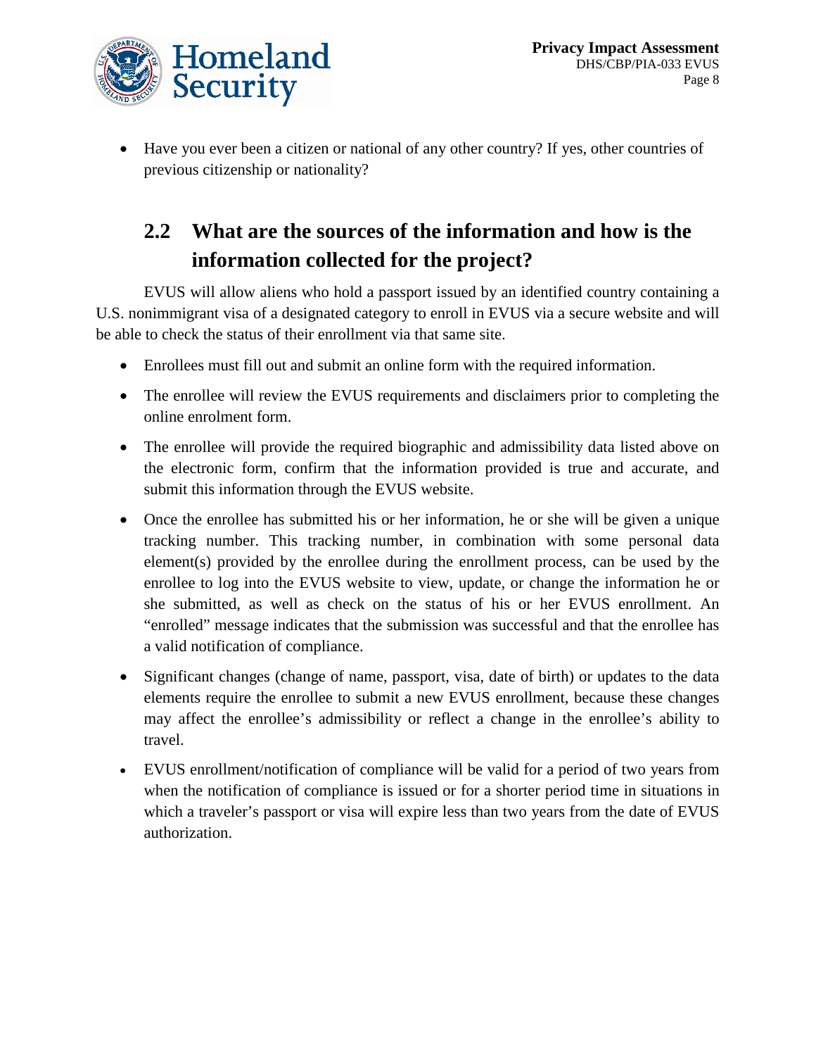- Have you ever been a citizen or national of any other country? If yes, other countries of previous citizenship or nationality?

## 2.2 What are the sources of the information and how is the information collected for the project?

EVUS will allow aliens who hold a passport issued by an identified country containing a U.S. nonimmigrant visa of a designated category to enroll in EVUS via a secure website and will be able to check the status of their enrollment via that same site.

- Enrollees must fill out and submit an online form with the required information.
- The enrollee will review the EVUS requirements and disclaimers prior to completing the online enrolment form.
- The enrollee will provide the required biographic and admissibility data listed above on the electronic form, confirm that the information provided is true and accurate, and submit this information through the EVUS website.
- Once the enrollee has submitted his or her information, he or she will be given a unique tracking number. This tracking number, in combination with some personal data element(s) provided by the enrollee during the enrollment process, can be used by the enrollee to log into the EVUS website to view, update, or change the information he or she submitted, as well as check on the status of his or her EVUS enrollment. An "enrolled" message indicates that the submission was successful and that the enrollee has a valid notification of compliance.
- Significant changes (change of name, passport, visa, date of birth) or updates to the data elements require the enrollee to submit a new EVUS enrollment, because these changes may affect the enrollee's admissibility or reflect a change in the enrollee's ability to travel.
- EVUS enrollment/notification of compliance will be valid for a period of two years from when the notification of compliance is issued or for a shorter period time in situations in which a traveler's passport or visa will expire less than two years from the date of EVUS authorization.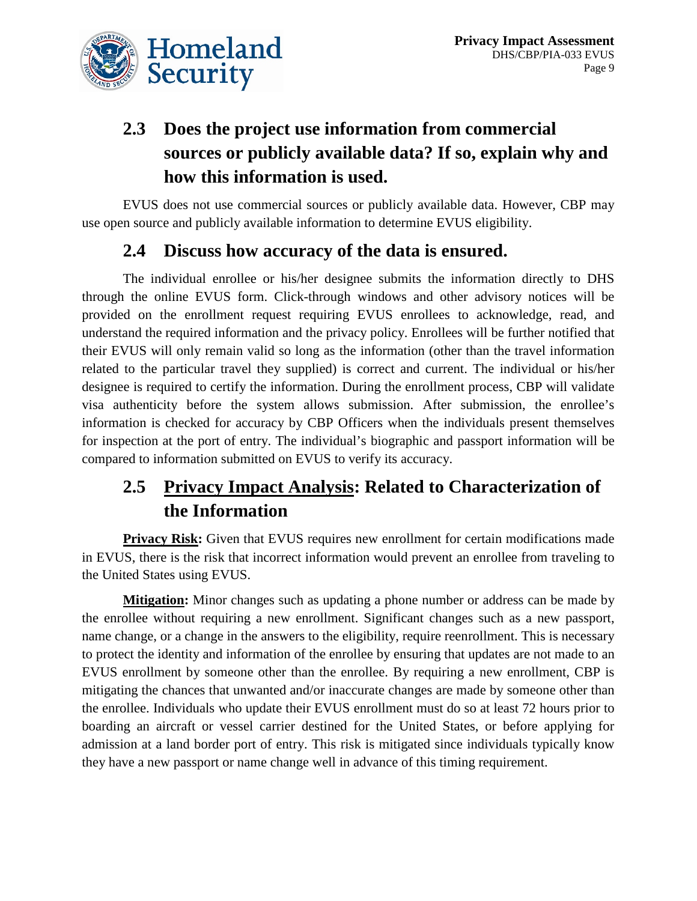## 2.3 Does the project use information from commercial sources or publicly available data? If so, explain why and how this information is used.

EVUS does not use commercial sources or publicly available data. However, CBP may use open source and publicly available information to determine EVUS eligibility.

## 2.4 Discuss how accuracy of the data is ensured.

The individual enrollee or his/her designee submits the information directly to DHS through the online EVUS form. Click-through windows and other advisory notices will be provided on the enrollment request requiring EVUS enrollees to acknowledge, read, and understand the required information and the privacy policy. Enrollees will be further notified that their EVUS will only remain valid so long as the information (other than the travel information related to the particular travel they supplied) is correct and current. The individual or his/her designee is required to certify the information. During the enrollment process, CBP will validate visa authenticity before the system allows submission. After submission, the enrollee's information is checked for accuracy by CBP Officers when the individuals present themselves for inspection at the port of entry. The individual's biographic and passport information will be compared to information submitted on EVUS to verify its accuracy.

## 2.5 Privacy Impact Analysis: Related to Characterization of the Information

**Privacy Risk:** Given that EVUS requires new enrollment for certain modifications made in EVUS, there is the risk that incorrect information would prevent an enrollee from traveling to the United States using EVUS.

**Mitigation:** Minor changes such as updating a phone number or address can be made by the enrollee without requiring a new enrollment. Significant changes such as a new passport, name change, or a change in the answers to the eligibility, require reenrollment. This is necessary to protect the identity and information of the enrollee by ensuring that updates are not made to an EVUS enrollment by someone other than the enrollee. By requiring a new enrollment, CBP is mitigating the chances that unwanted and/or inaccurate changes are made by someone other than the enrollee. Individuals who update their EVUS enrollment must do so at least 72 hours prior to boarding an aircraft or vessel carrier destined for the United States, or before applying for admission at a land border port of entry. This risk is mitigated since individuals typically know they have a new passport or name change well in advance of this timing requirement.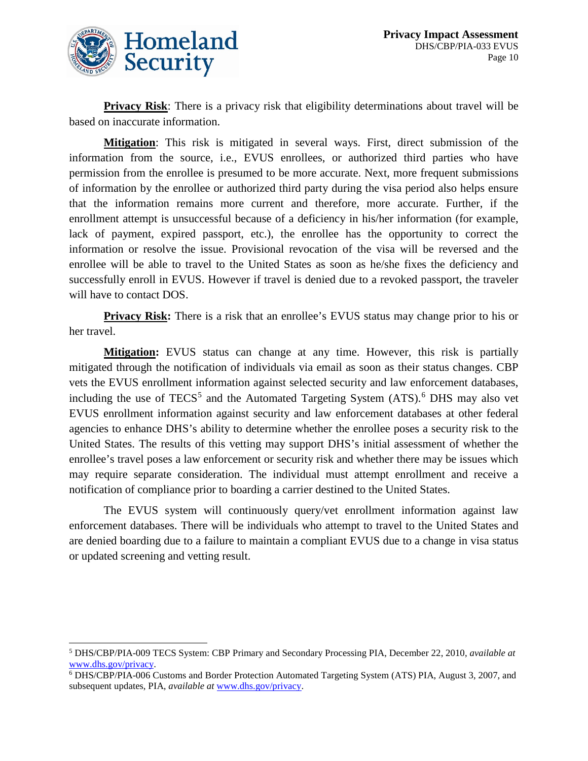**Privacy Risk**: There is a privacy risk that eligibility determinations about travel will be based on inaccurate information.

**Mitigation**: This risk is mitigated in several ways. First, direct submission of the information from the source, i.e., EVUS enrollees, or authorized third parties who have permission from the enrollee is presumed to be more accurate. Next, more frequent submissions of information by the enrollee or authorized third party during the visa period also helps ensure that the information remains more current and therefore, more accurate. Further, if the enrollment attempt is unsuccessful because of a deficiency in his/her information (for example, lack of payment, expired passport, etc.), the enrollee has the opportunity to correct the information or resolve the issue. Provisional revocation of the visa will be reversed and the enrollee will be able to travel to the United States as soon as he/she fixes the deficiency and successfully enroll in EVUS. However if travel is denied due to a revoked passport, the traveler will have to contact DOS.

**Privacy Risk:** There is a risk that an enrollee's EVUS status may change prior to his or her travel.

**Mitigation:** EVUS status can change at any time. However, this risk is partially mitigated through the notification of individuals via email as soon as their status changes. CBP vets the EVUS enrollment information against selected security and law enforcement databases, including the use of TECS[5] and the Automated Targeting System (ATS).[6] DHS may also vet EVUS enrollment information against security and law enforcement databases at other federal agencies to enhance DHS's ability to determine whether the enrollee poses a security risk to the United States. The results of this vetting may support DHS's initial assessment of whether the enrollee's travel poses a law enforcement or security risk and whether there may be issues which may require separate consideration. The individual must attempt enrollment and receive a notification of compliance prior to boarding a carrier destined to the United States.

The EVUS system will continuously query/vet enrollment information against law enforcement databases. There will be individuals who attempt to travel to the United States and are denied boarding due to a failure to maintain a compliant EVUS due to a change in visa status or updated screening and vetting result.

---

[5] DHS/CBP/PIA-009 TECS System: CBP Primary and Secondary Processing PIA, December 22, 2010, *available at* www.dhs.gov/privacy.

[6] DHS/CBP/PIA-006 Customs and Border Protection Automated Targeting System (ATS) PIA, August 3, 2007, and subsequent updates, PIA, *available at* www.dhs.gov/privacy.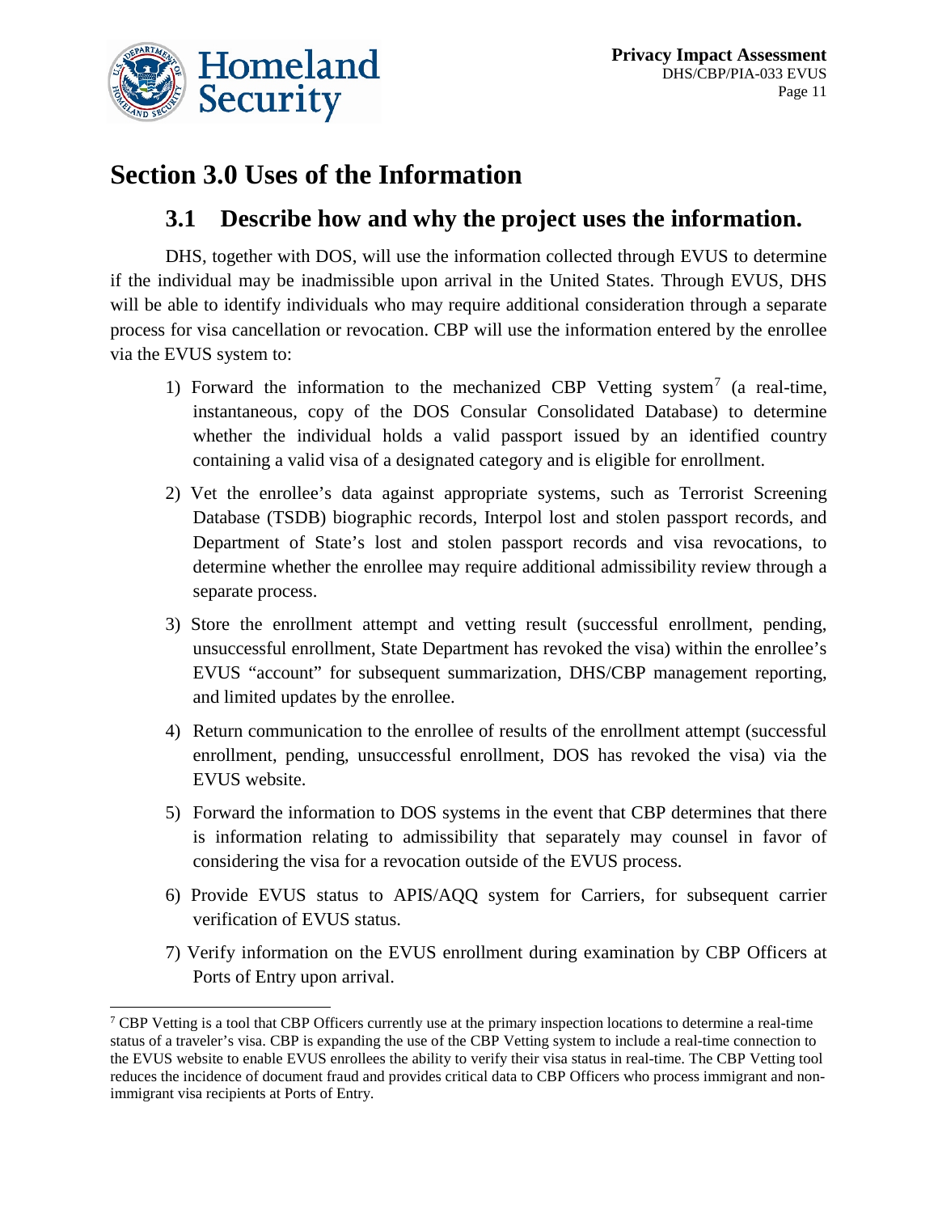# Section 3.0 Uses of the Information

## 3.1 Describe how and why the project uses the information.

DHS, together with DOS, will use the information collected through EVUS to determine if the individual may be inadmissible upon arrival in the United States. Through EVUS, DHS will be able to identify individuals who may require additional consideration through a separate process for visa cancellation or revocation. CBP will use the information entered by the enrollee via the EVUS system to:

1) Forward the information to the mechanized CBP Vetting system[7] (a real-time, instantaneous, copy of the DOS Consular Consolidated Database) to determine whether the individual holds a valid passport issued by an identified country containing a valid visa of a designated category and is eligible for enrollment.
2) Vet the enrollee's data against appropriate systems, such as Terrorist Screening Database (TSDB) biographic records, Interpol lost and stolen passport records, and Department of State's lost and stolen passport records and visa revocations, to determine whether the enrollee may require additional admissibility review through a separate process.
3) Store the enrollment attempt and vetting result (successful enrollment, pending, unsuccessful enrollment, State Department has revoked the visa) within the enrollee's EVUS "account" for subsequent summarization, DHS/CBP management reporting, and limited updates by the enrollee.
4) Return communication to the enrollee of results of the enrollment attempt (successful enrollment, pending, unsuccessful enrollment, DOS has revoked the visa) via the EVUS website.
5) Forward the information to DOS systems in the event that CBP determines that there is information relating to admissibility that separately may counsel in favor of considering the visa for a revocation outside of the EVUS process.
6) Provide EVUS status to APIS/AQQ system for Carriers, for subsequent carrier verification of EVUS status.
7) Verify information on the EVUS enrollment during examination by CBP Officers at Ports of Entry upon arrival.

[7] CBP Vetting is a tool that CBP Officers currently use at the primary inspection locations to determine a real-time status of a traveler's visa. CBP is expanding the use of the CBP Vetting system to include a real-time connection to the EVUS website to enable EVUS enrollees the ability to verify their visa status in real-time. The CBP Vetting tool reduces the incidence of document fraud and provides critical data to CBP Officers who process immigrant and non-immigrant visa recipients at Ports of Entry.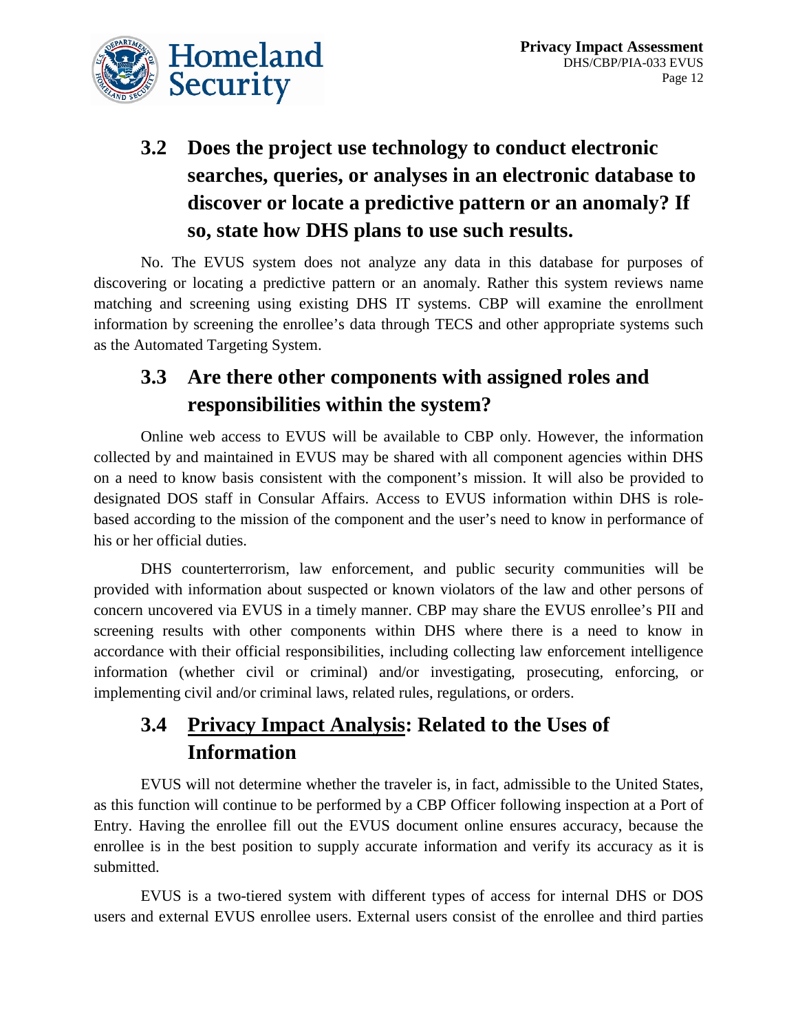### 3.2 Does the project use technology to conduct electronic searches, queries, or analyses in an electronic database to discover or locate a predictive pattern or an anomaly? If so, state how DHS plans to use such results.

No. The EVUS system does not analyze any data in this database for purposes of discovering or locating a predictive pattern or an anomaly. Rather this system reviews name matching and screening using existing DHS IT systems. CBP will examine the enrollment information by screening the enrollee's data through TECS and other appropriate systems such as the Automated Targeting System.

### 3.3 Are there other components with assigned roles and responsibilities within the system?

Online web access to EVUS will be available to CBP only. However, the information collected by and maintained in EVUS may be shared with all component agencies within DHS on a need to know basis consistent with the component's mission. It will also be provided to designated DOS staff in Consular Affairs. Access to EVUS information within DHS is role-based according to the mission of the component and the user's need to know in performance of his or her official duties.

DHS counterterrorism, law enforcement, and public security communities will be provided with information about suspected or known violators of the law and other persons of concern uncovered via EVUS in a timely manner. CBP may share the EVUS enrollee's PII and screening results with other components within DHS where there is a need to know in accordance with their official responsibilities, including collecting law enforcement intelligence information (whether civil or criminal) and/or investigating, prosecuting, enforcing, or implementing civil and/or criminal laws, related rules, regulations, or orders.

### 3.4 Privacy Impact Analysis: Related to the Uses of Information

EVUS will not determine whether the traveler is, in fact, admissible to the United States, as this function will continue to be performed by a CBP Officer following inspection at a Port of Entry. Having the enrollee fill out the EVUS document online ensures accuracy, because the enrollee is in the best position to supply accurate information and verify its accuracy as it is submitted.

EVUS is a two-tiered system with different types of access for internal DHS or DOS users and external EVUS enrollee users. External users consist of the enrollee and third parties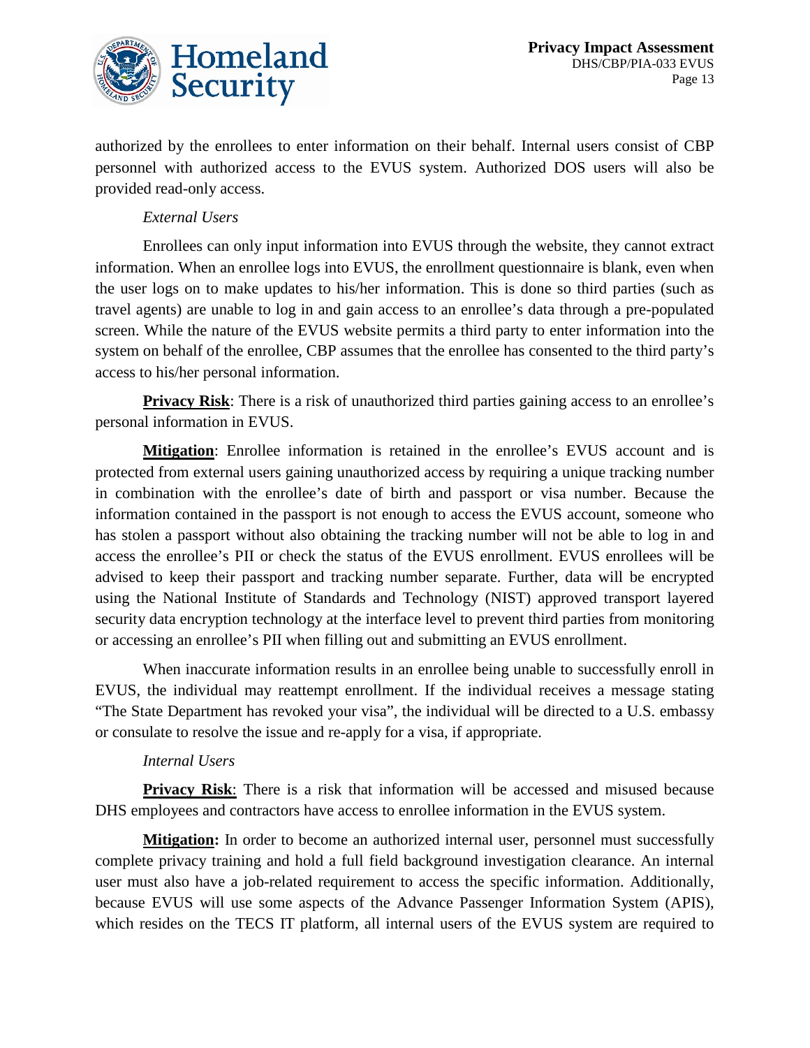authorized by the enrollees to enter information on their behalf. Internal users consist of CBP personnel with authorized access to the EVUS system. Authorized DOS users will also be provided read-only access.

*External Users*

Enrollees can only input information into EVUS through the website, they cannot extract information. When an enrollee logs into EVUS, the enrollment questionnaire is blank, even when the user logs on to make updates to his/her information. This is done so third parties (such as travel agents) are unable to log in and gain access to an enrollee's data through a pre-populated screen. While the nature of the EVUS website permits a third party to enter information into the system on behalf of the enrollee, CBP assumes that the enrollee has consented to the third party's access to his/her personal information.

**Privacy Risk**: There is a risk of unauthorized third parties gaining access to an enrollee's personal information in EVUS.

**Mitigation**: Enrollee information is retained in the enrollee's EVUS account and is protected from external users gaining unauthorized access by requiring a unique tracking number in combination with the enrollee's date of birth and passport or visa number. Because the information contained in the passport is not enough to access the EVUS account, someone who has stolen a passport without also obtaining the tracking number will not be able to log in and access the enrollee's PII or check the status of the EVUS enrollment. EVUS enrollees will be advised to keep their passport and tracking number separate. Further, data will be encrypted using the National Institute of Standards and Technology (NIST) approved transport layered security data encryption technology at the interface level to prevent third parties from monitoring or accessing an enrollee's PII when filling out and submitting an EVUS enrollment.

When inaccurate information results in an enrollee being unable to successfully enroll in EVUS, the individual may reattempt enrollment. If the individual receives a message stating "The State Department has revoked your visa", the individual will be directed to a U.S. embassy or consulate to resolve the issue and re-apply for a visa, if appropriate.

*Internal Users*

**Privacy Risk**: There is a risk that information will be accessed and misused because DHS employees and contractors have access to enrollee information in the EVUS system.

**Mitigation:** In order to become an authorized internal user, personnel must successfully complete privacy training and hold a full field background investigation clearance. An internal user must also have a job-related requirement to access the specific information. Additionally, because EVUS will use some aspects of the Advance Passenger Information System (APIS), which resides on the TECS IT platform, all internal users of the EVUS system are required to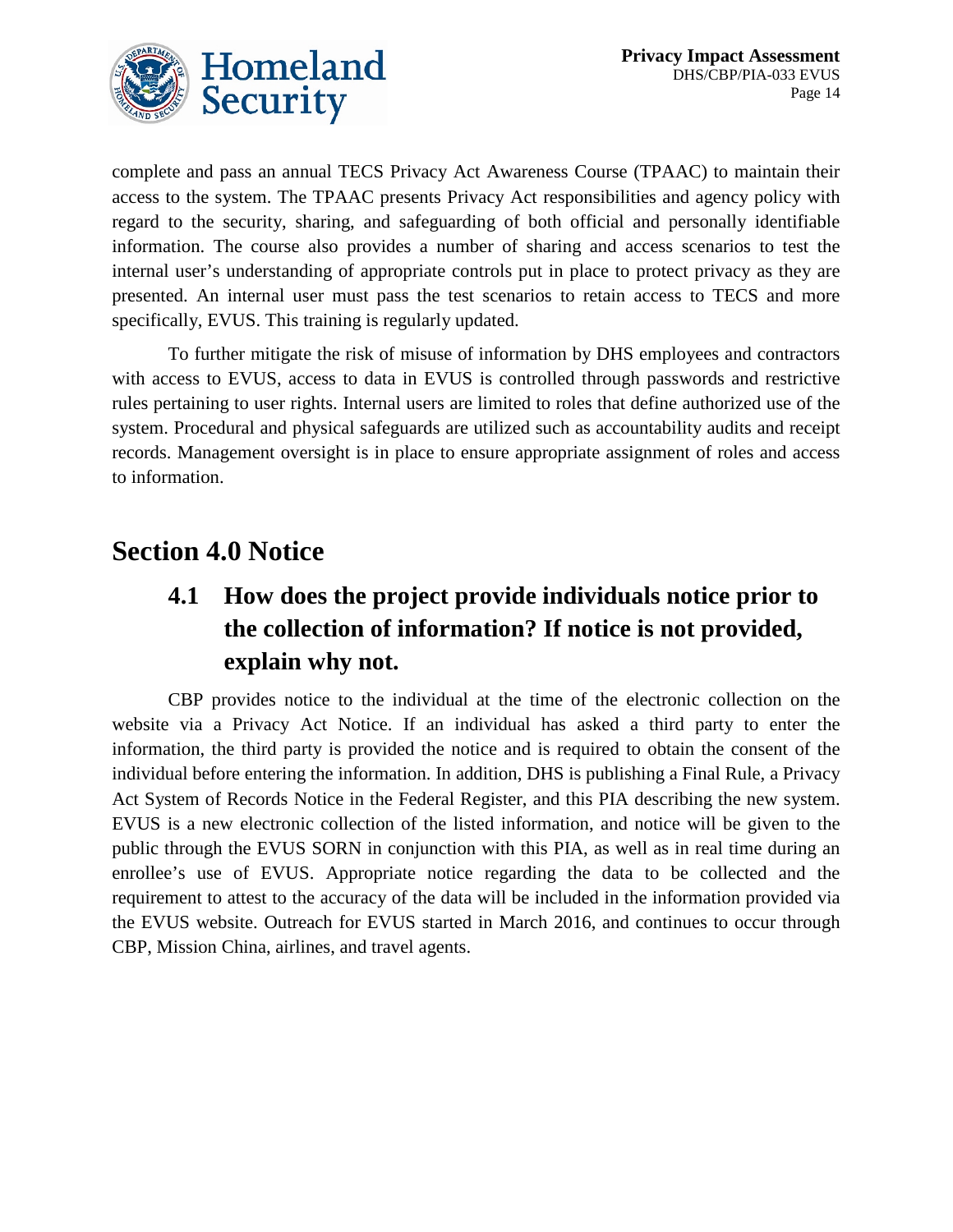complete and pass an annual TECS Privacy Act Awareness Course (TPAAC) to maintain their access to the system. The TPAAC presents Privacy Act responsibilities and agency policy with regard to the security, sharing, and safeguarding of both official and personally identifiable information. The course also provides a number of sharing and access scenarios to test the internal user's understanding of appropriate controls put in place to protect privacy as they are presented. An internal user must pass the test scenarios to retain access to TECS and more specifically, EVUS. This training is regularly updated.

To further mitigate the risk of misuse of information by DHS employees and contractors with access to EVUS, access to data in EVUS is controlled through passwords and restrictive rules pertaining to user rights. Internal users are limited to roles that define authorized use of the system. Procedural and physical safeguards are utilized such as accountability audits and receipt records. Management oversight is in place to ensure appropriate assignment of roles and access to information.

# Section 4.0 Notice

## 4.1 How does the project provide individuals notice prior to the collection of information? If notice is not provided, explain why not.

CBP provides notice to the individual at the time of the electronic collection on the website via a Privacy Act Notice. If an individual has asked a third party to enter the information, the third party is provided the notice and is required to obtain the consent of the individual before entering the information. In addition, DHS is publishing a Final Rule, a Privacy Act System of Records Notice in the Federal Register, and this PIA describing the new system. EVUS is a new electronic collection of the listed information, and notice will be given to the public through the EVUS SORN in conjunction with this PIA, as well as in real time during an enrollee's use of EVUS. Appropriate notice regarding the data to be collected and the requirement to attest to the accuracy of the data will be included in the information provided via the EVUS website. Outreach for EVUS started in March 2016, and continues to occur through CBP, Mission China, airlines, and travel agents.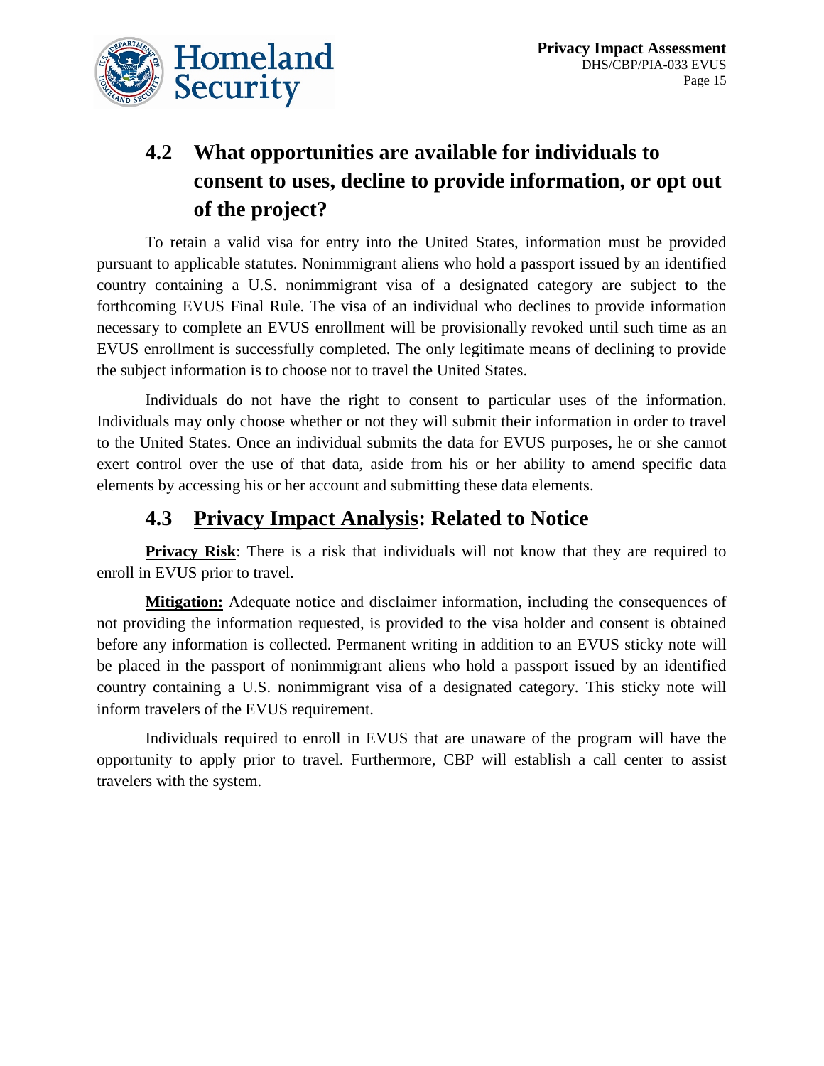## 4.2 What opportunities are available for individuals to consent to uses, decline to provide information, or opt out of the project?

To retain a valid visa for entry into the United States, information must be provided pursuant to applicable statutes. Nonimmigrant aliens who hold a passport issued by an identified country containing a U.S. nonimmigrant visa of a designated category are subject to the forthcoming EVUS Final Rule. The visa of an individual who declines to provide information necessary to complete an EVUS enrollment will be provisionally revoked until such time as an EVUS enrollment is successfully completed. The only legitimate means of declining to provide the subject information is to choose not to travel the United States.

Individuals do not have the right to consent to particular uses of the information. Individuals may only choose whether or not they will submit their information in order to travel to the United States. Once an individual submits the data for EVUS purposes, he or she cannot exert control over the use of that data, aside from his or her ability to amend specific data elements by accessing his or her account and submitting these data elements.

## 4.3 Privacy Impact Analysis: Related to Notice

**Privacy Risk**: There is a risk that individuals will not know that they are required to enroll in EVUS prior to travel.

**Mitigation:** Adequate notice and disclaimer information, including the consequences of not providing the information requested, is provided to the visa holder and consent is obtained before any information is collected. Permanent writing in addition to an EVUS sticky note will be placed in the passport of nonimmigrant aliens who hold a passport issued by an identified country containing a U.S. nonimmigrant visa of a designated category. This sticky note will inform travelers of the EVUS requirement.

Individuals required to enroll in EVUS that are unaware of the program will have the opportunity to apply prior to travel. Furthermore, CBP will establish a call center to assist travelers with the system.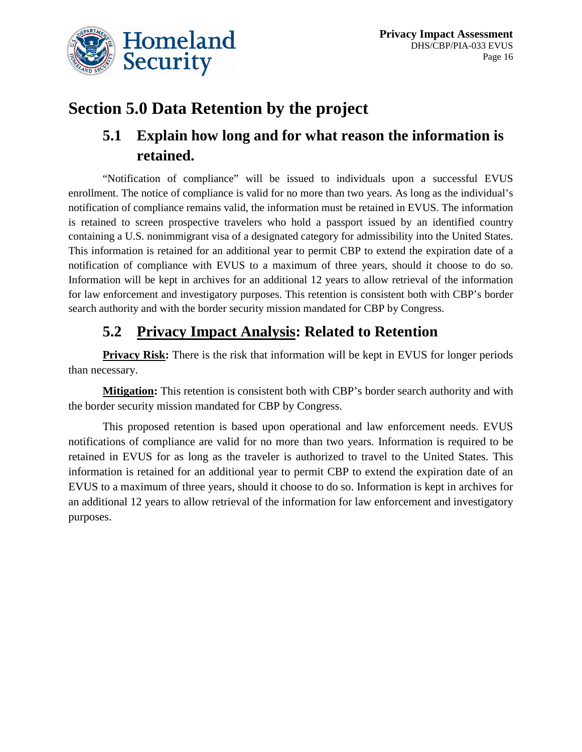# Section 5.0 Data Retention by the project

## 5.1 Explain how long and for what reason the information is retained.

"Notification of compliance" will be issued to individuals upon a successful EVUS enrollment. The notice of compliance is valid for no more than two years. As long as the individual's notification of compliance remains valid, the information must be retained in EVUS. The information is retained to screen prospective travelers who hold a passport issued by an identified country containing a U.S. nonimmigrant visa of a designated category for admissibility into the United States. This information is retained for an additional year to permit CBP to extend the expiration date of a notification of compliance with EVUS to a maximum of three years, should it choose to do so. Information will be kept in archives for an additional 12 years to allow retrieval of the information for law enforcement and investigatory purposes. This retention is consistent both with CBP's border search authority and with the border security mission mandated for CBP by Congress.

## 5.2 Privacy Impact Analysis: Related to Retention

**Privacy Risk:** There is the risk that information will be kept in EVUS for longer periods than necessary.

**Mitigation:** This retention is consistent both with CBP's border search authority and with the border security mission mandated for CBP by Congress.

This proposed retention is based upon operational and law enforcement needs. EVUS notifications of compliance are valid for no more than two years. Information is required to be retained in EVUS for as long as the traveler is authorized to travel to the United States. This information is retained for an additional year to permit CBP to extend the expiration date of an EVUS to a maximum of three years, should it choose to do so. Information is kept in archives for an additional 12 years to allow retrieval of the information for law enforcement and investigatory purposes.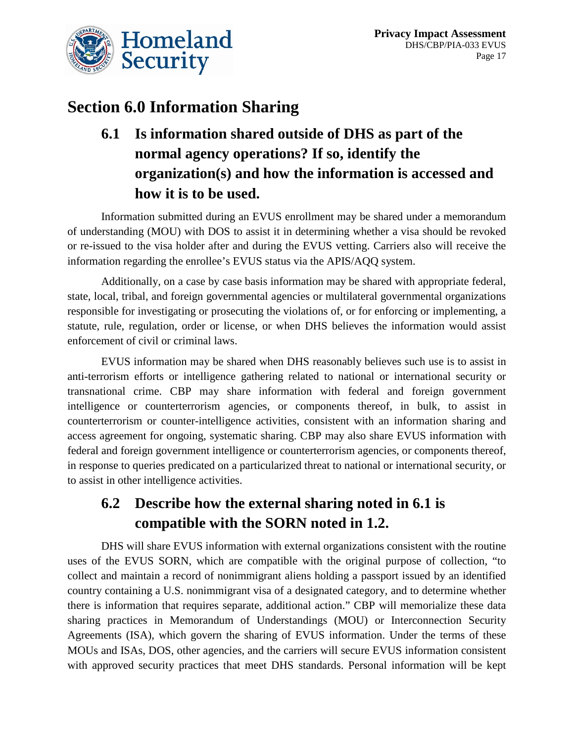# Section 6.0 Information Sharing

## 6.1 Is information shared outside of DHS as part of the normal agency operations? If so, identify the organization(s) and how the information is accessed and how it is to be used.

Information submitted during an EVUS enrollment may be shared under a memorandum of understanding (MOU) with DOS to assist it in determining whether a visa should be revoked or re-issued to the visa holder after and during the EVUS vetting. Carriers also will receive the information regarding the enrollee's EVUS status via the APIS/AQQ system.

Additionally, on a case by case basis information may be shared with appropriate federal, state, local, tribal, and foreign governmental agencies or multilateral governmental organizations responsible for investigating or prosecuting the violations of, or for enforcing or implementing, a statute, rule, regulation, order or license, or when DHS believes the information would assist enforcement of civil or criminal laws.

EVUS information may be shared when DHS reasonably believes such use is to assist in anti-terrorism efforts or intelligence gathering related to national or international security or transnational crime. CBP may share information with federal and foreign government intelligence or counterterrorism agencies, or components thereof, in bulk, to assist in counterterrorism or counter-intelligence activities, consistent with an information sharing and access agreement for ongoing, systematic sharing. CBP may also share EVUS information with federal and foreign government intelligence or counterterrorism agencies, or components thereof, in response to queries predicated on a particularized threat to national or international security, or to assist in other intelligence activities.

## 6.2 Describe how the external sharing noted in 6.1 is compatible with the SORN noted in 1.2.

DHS will share EVUS information with external organizations consistent with the routine uses of the EVUS SORN, which are compatible with the original purpose of collection, "to collect and maintain a record of nonimmigrant aliens holding a passport issued by an identified country containing a U.S. nonimmigrant visa of a designated category, and to determine whether there is information that requires separate, additional action." CBP will memorialize these data sharing practices in Memorandum of Understandings (MOU) or Interconnection Security Agreements (ISA), which govern the sharing of EVUS information. Under the terms of these MOUs and ISAs, DOS, other agencies, and the carriers will secure EVUS information consistent with approved security practices that meet DHS standards. Personal information will be kept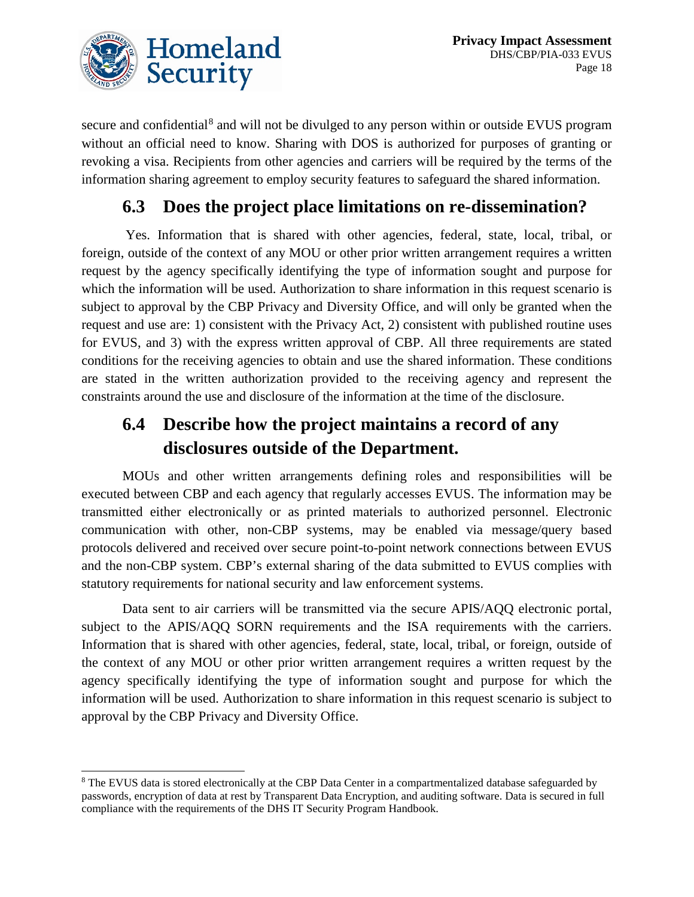secure and confidential[8] and will not be divulged to any person within or outside EVUS program without an official need to know. Sharing with DOS is authorized for purposes of granting or revoking a visa. Recipients from other agencies and carriers will be required by the terms of the information sharing agreement to employ security features to safeguard the shared information.

## 6.3 Does the project place limitations on re-dissemination?

Yes. Information that is shared with other agencies, federal, state, local, tribal, or foreign, outside of the context of any MOU or other prior written arrangement requires a written request by the agency specifically identifying the type of information sought and purpose for which the information will be used. Authorization to share information in this request scenario is subject to approval by the CBP Privacy and Diversity Office, and will only be granted when the request and use are: 1) consistent with the Privacy Act, 2) consistent with published routine uses for EVUS, and 3) with the express written approval of CBP. All three requirements are stated conditions for the receiving agencies to obtain and use the shared information. These conditions are stated in the written authorization provided to the receiving agency and represent the constraints around the use and disclosure of the information at the time of the disclosure.

## 6.4 Describe how the project maintains a record of any disclosures outside of the Department.

MOUs and other written arrangements defining roles and responsibilities will be executed between CBP and each agency that regularly accesses EVUS. The information may be transmitted either electronically or as printed materials to authorized personnel. Electronic communication with other, non-CBP systems, may be enabled via message/query based protocols delivered and received over secure point-to-point network connections between EVUS and the non-CBP system. CBP's external sharing of the data submitted to EVUS complies with statutory requirements for national security and law enforcement systems.

Data sent to air carriers will be transmitted via the secure APIS/AQQ electronic portal, subject to the APIS/AQQ SORN requirements and the ISA requirements with the carriers. Information that is shared with other agencies, federal, state, local, tribal, or foreign, outside of the context of any MOU or other prior written arrangement requires a written request by the agency specifically identifying the type of information sought and purpose for which the information will be used. Authorization to share information in this request scenario is subject to approval by the CBP Privacy and Diversity Office.

---

[8] The EVUS data is stored electronically at the CBP Data Center in a compartmentalized database safeguarded by passwords, encryption of data at rest by Transparent Data Encryption, and auditing software. Data is secured in full compliance with the requirements of the DHS IT Security Program Handbook.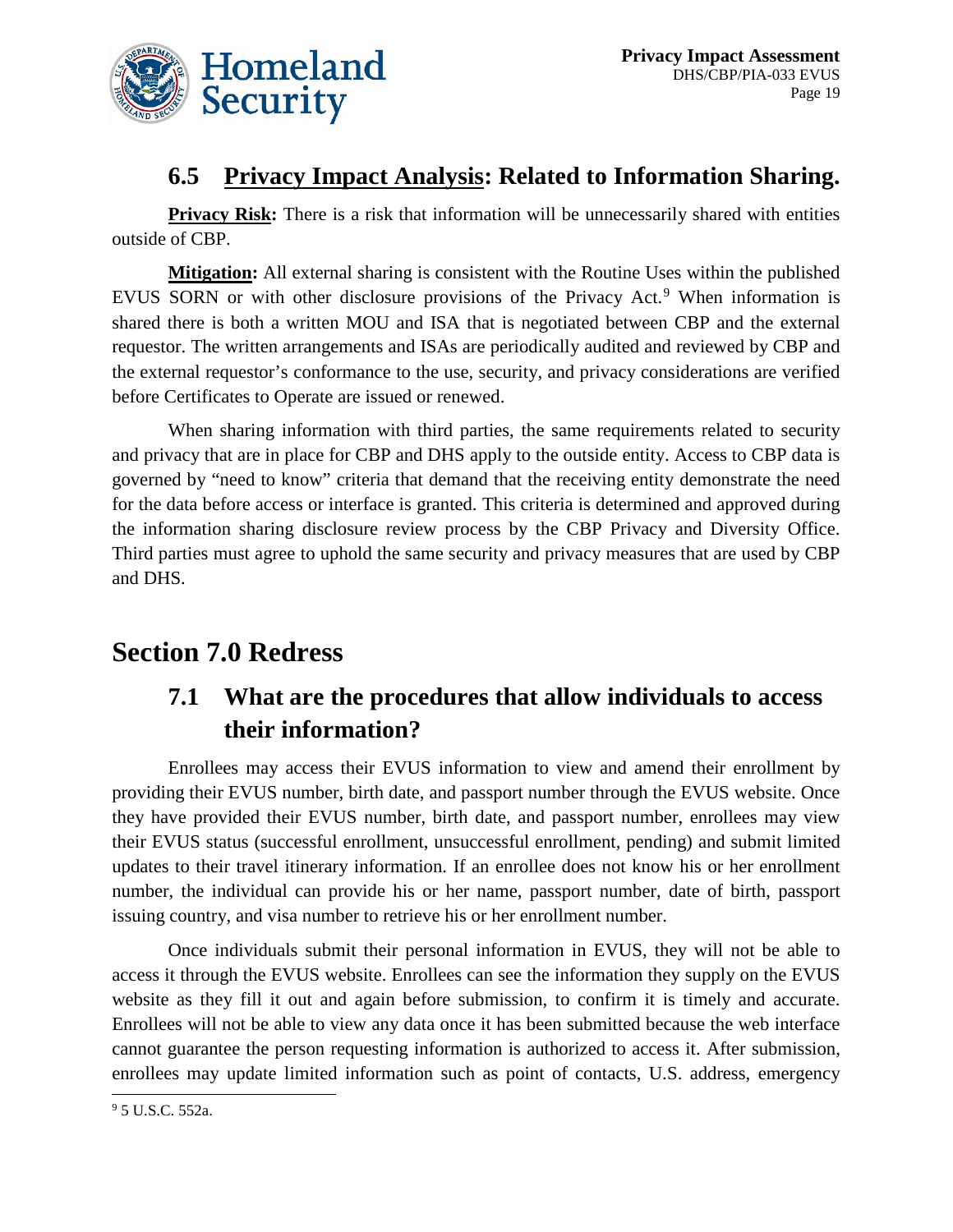## 6.5 Privacy Impact Analysis: Related to Information Sharing.

**Privacy Risk:** There is a risk that information will be unnecessarily shared with entities outside of CBP.

**Mitigation:** All external sharing is consistent with the Routine Uses within the published EVUS SORN or with other disclosure provisions of the Privacy Act.[9] When information is shared there is both a written MOU and ISA that is negotiated between CBP and the external requestor. The written arrangements and ISAs are periodically audited and reviewed by CBP and the external requestor's conformance to the use, security, and privacy considerations are verified before Certificates to Operate are issued or renewed.

When sharing information with third parties, the same requirements related to security and privacy that are in place for CBP and DHS apply to the outside entity. Access to CBP data is governed by "need to know" criteria that demand that the receiving entity demonstrate the need for the data before access or interface is granted. This criteria is determined and approved during the information sharing disclosure review process by the CBP Privacy and Diversity Office. Third parties must agree to uphold the same security and privacy measures that are used by CBP and DHS.

# Section 7.0 Redress

## 7.1 What are the procedures that allow individuals to access their information?

Enrollees may access their EVUS information to view and amend their enrollment by providing their EVUS number, birth date, and passport number through the EVUS website. Once they have provided their EVUS number, birth date, and passport number, enrollees may view their EVUS status (successful enrollment, unsuccessful enrollment, pending) and submit limited updates to their travel itinerary information. If an enrollee does not know his or her enrollment number, the individual can provide his or her name, passport number, date of birth, passport issuing country, and visa number to retrieve his or her enrollment number.

Once individuals submit their personal information in EVUS, they will not be able to access it through the EVUS website. Enrollees can see the information they supply on the EVUS website as they fill it out and again before submission, to confirm it is timely and accurate. Enrollees will not be able to view any data once it has been submitted because the web interface cannot guarantee the person requesting information is authorized to access it. After submission, enrollees may update limited information such as point of contacts, U.S. address, emergency

[9] 5 U.S.C. 552a.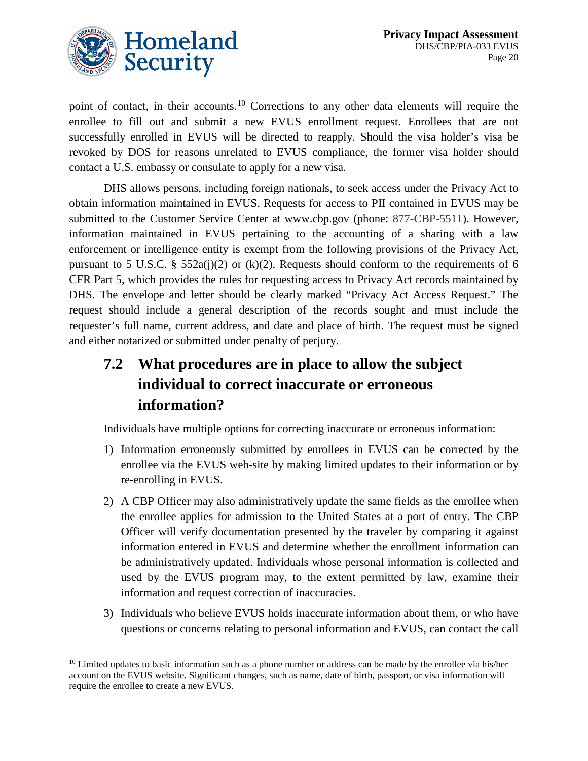point of contact, in their accounts.[10] Corrections to any other data elements will require the enrollee to fill out and submit a new EVUS enrollment request. Enrollees that are not successfully enrolled in EVUS will be directed to reapply. Should the visa holder's visa be revoked by DOS for reasons unrelated to EVUS compliance, the former visa holder should contact a U.S. embassy or consulate to apply for a new visa.

DHS allows persons, including foreign nationals, to seek access under the Privacy Act to obtain information maintained in EVUS. Requests for access to PII contained in EVUS may be submitted to the Customer Service Center at www.cbp.gov (phone: 877-CBP-5511). However, information maintained in EVUS pertaining to the accounting of a sharing with a law enforcement or intelligence entity is exempt from the following provisions of the Privacy Act, pursuant to 5 U.S.C. § 552a(j)(2) or (k)(2). Requests should conform to the requirements of 6 CFR Part 5, which provides the rules for requesting access to Privacy Act records maintained by DHS. The envelope and letter should be clearly marked "Privacy Act Access Request." The request should include a general description of the records sought and must include the requester's full name, current address, and date and place of birth. The request must be signed and either notarized or submitted under penalty of perjury.

## 7.2 What procedures are in place to allow the subject individual to correct inaccurate or erroneous information?

Individuals have multiple options for correcting inaccurate or erroneous information:

1) Information erroneously submitted by enrollees in EVUS can be corrected by the enrollee via the EVUS web-site by making limited updates to their information or by re-enrolling in EVUS.
2) A CBP Officer may also administratively update the same fields as the enrollee when the enrollee applies for admission to the United States at a port of entry. The CBP Officer will verify documentation presented by the traveler by comparing it against information entered in EVUS and determine whether the enrollment information can be administratively updated. Individuals whose personal information is collected and used by the EVUS program may, to the extent permitted by law, examine their information and request correction of inaccuracies.
3) Individuals who believe EVUS holds inaccurate information about them, or who have questions or concerns relating to personal information and EVUS, can contact the call

[10] Limited updates to basic information such as a phone number or address can be made by the enrollee via his/her account on the EVUS website. Significant changes, such as name, date of birth, passport, or visa information will require the enrollee to create a new EVUS.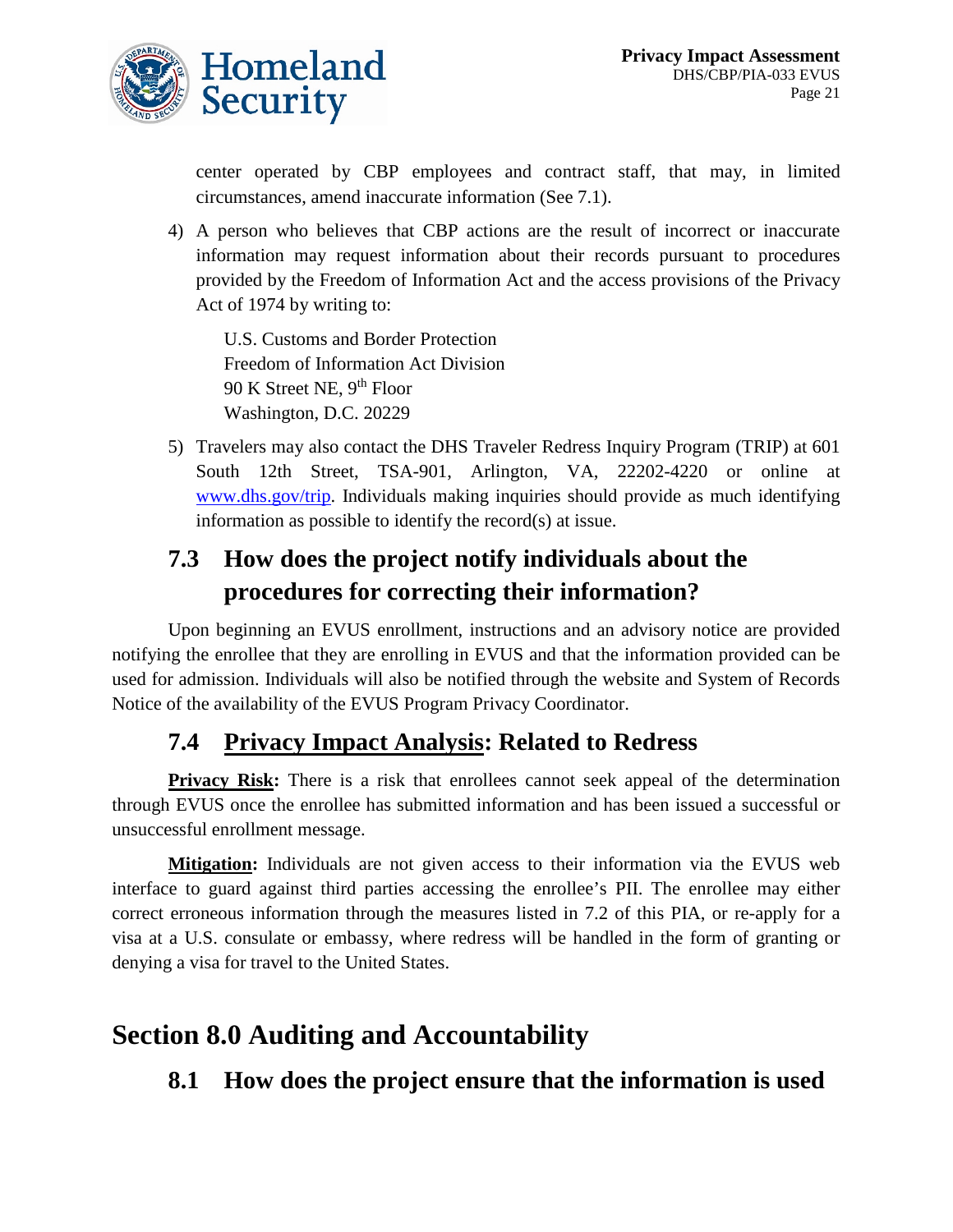center operated by CBP employees and contract staff, that may, in limited circumstances, amend inaccurate information (See 7.1).

4) A person who believes that CBP actions are the result of incorrect or inaccurate information may request information about their records pursuant to procedures provided by the Freedom of Information Act and the access provisions of the Privacy Act of 1974 by writing to:

   U.S. Customs and Border Protection
   Freedom of Information Act Division
   90 K Street NE, 9th Floor
   Washington, D.C. 20229

5) Travelers may also contact the DHS Traveler Redress Inquiry Program (TRIP) at 601 South 12th Street, TSA-901, Arlington, VA, 22202-4220 or online at [www.dhs.gov/trip](www.dhs.gov/trip). Individuals making inquiries should provide as much identifying information as possible to identify the record(s) at issue.

### 7.3 How does the project notify individuals about the procedures for correcting their information?

Upon beginning an EVUS enrollment, instructions and an advisory notice are provided notifying the enrollee that they are enrolling in EVUS and that the information provided can be used for admission. Individuals will also be notified through the website and System of Records Notice of the availability of the EVUS Program Privacy Coordinator.

### 7.4 Privacy Impact Analysis: Related to Redress

**Privacy Risk:** There is a risk that enrollees cannot seek appeal of the determination through EVUS once the enrollee has submitted information and has been issued a successful or unsuccessful enrollment message.

**Mitigation:** Individuals are not given access to their information via the EVUS web interface to guard against third parties accessing the enrollee's PII. The enrollee may either correct erroneous information through the measures listed in 7.2 of this PIA, or re-apply for a visa at a U.S. consulate or embassy, where redress will be handled in the form of granting or denying a visa for travel to the United States.

## Section 8.0 Auditing and Accountability

### 8.1 How does the project ensure that the information is used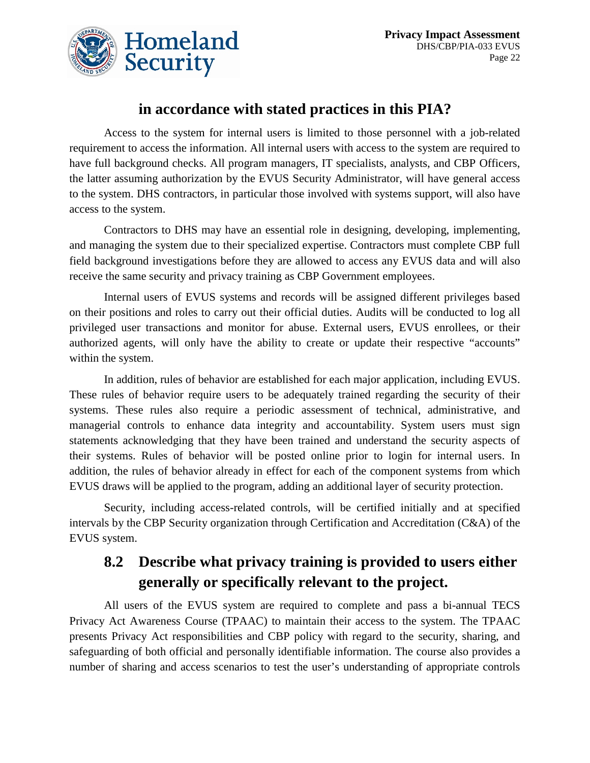## in accordance with stated practices in this PIA?

Access to the system for internal users is limited to those personnel with a job-related requirement to access the information. All internal users with access to the system are required to have full background checks. All program managers, IT specialists, analysts, and CBP Officers, the latter assuming authorization by the EVUS Security Administrator, will have general access to the system. DHS contractors, in particular those involved with systems support, will also have access to the system.

Contractors to DHS may have an essential role in designing, developing, implementing, and managing the system due to their specialized expertise. Contractors must complete CBP full field background investigations before they are allowed to access any EVUS data and will also receive the same security and privacy training as CBP Government employees.

Internal users of EVUS systems and records will be assigned different privileges based on their positions and roles to carry out their official duties. Audits will be conducted to log all privileged user transactions and monitor for abuse. External users, EVUS enrollees, or their authorized agents, will only have the ability to create or update their respective "accounts" within the system.

In addition, rules of behavior are established for each major application, including EVUS. These rules of behavior require users to be adequately trained regarding the security of their systems. These rules also require a periodic assessment of technical, administrative, and managerial controls to enhance data integrity and accountability. System users must sign statements acknowledging that they have been trained and understand the security aspects of their systems. Rules of behavior will be posted online prior to login for internal users. In addition, the rules of behavior already in effect for each of the component systems from which EVUS draws will be applied to the program, adding an additional layer of security protection.

Security, including access-related controls, will be certified initially and at specified intervals by the CBP Security organization through Certification and Accreditation (C&A) of the EVUS system.

## 8.2 Describe what privacy training is provided to users either generally or specifically relevant to the project.

All users of the EVUS system are required to complete and pass a bi-annual TECS Privacy Act Awareness Course (TPAAC) to maintain their access to the system. The TPAAC presents Privacy Act responsibilities and CBP policy with regard to the security, sharing, and safeguarding of both official and personally identifiable information. The course also provides a number of sharing and access scenarios to test the user's understanding of appropriate controls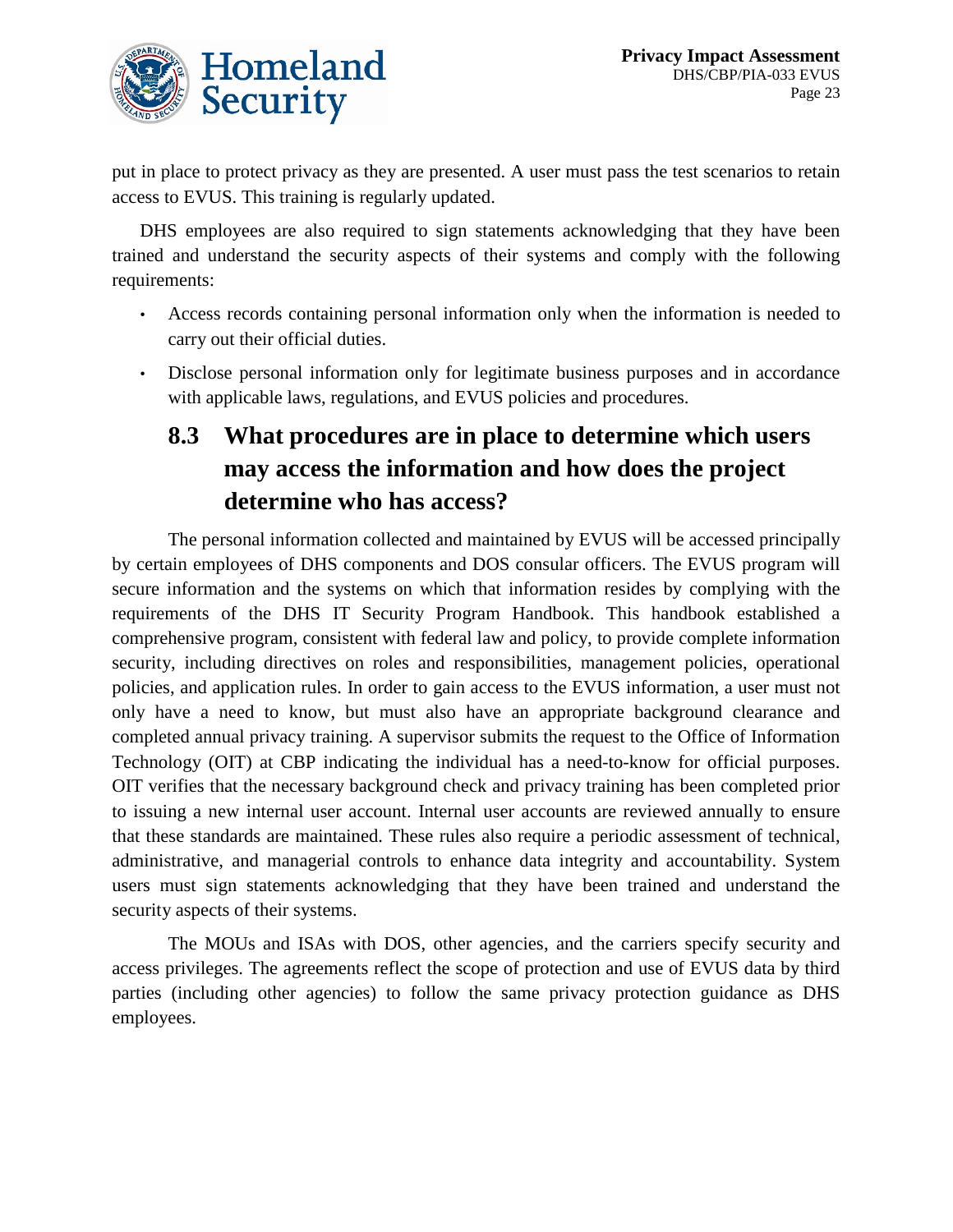put in place to protect privacy as they are presented. A user must pass the test scenarios to retain access to EVUS. This training is regularly updated.

DHS employees are also required to sign statements acknowledging that they have been trained and understand the security aspects of their systems and comply with the following requirements:

- Access records containing personal information only when the information is needed to carry out their official duties.
- Disclose personal information only for legitimate business purposes and in accordance with applicable laws, regulations, and EVUS policies and procedures.

## 8.3 What procedures are in place to determine which users may access the information and how does the project determine who has access?

The personal information collected and maintained by EVUS will be accessed principally by certain employees of DHS components and DOS consular officers. The EVUS program will secure information and the systems on which that information resides by complying with the requirements of the DHS IT Security Program Handbook. This handbook established a comprehensive program, consistent with federal law and policy, to provide complete information security, including directives on roles and responsibilities, management policies, operational policies, and application rules. In order to gain access to the EVUS information, a user must not only have a need to know, but must also have an appropriate background clearance and completed annual privacy training. A supervisor submits the request to the Office of Information Technology (OIT) at CBP indicating the individual has a need-to-know for official purposes. OIT verifies that the necessary background check and privacy training has been completed prior to issuing a new internal user account. Internal user accounts are reviewed annually to ensure that these standards are maintained. These rules also require a periodic assessment of technical, administrative, and managerial controls to enhance data integrity and accountability. System users must sign statements acknowledging that they have been trained and understand the security aspects of their systems.

The MOUs and ISAs with DOS, other agencies, and the carriers specify security and access privileges. The agreements reflect the scope of protection and use of EVUS data by third parties (including other agencies) to follow the same privacy protection guidance as DHS employees.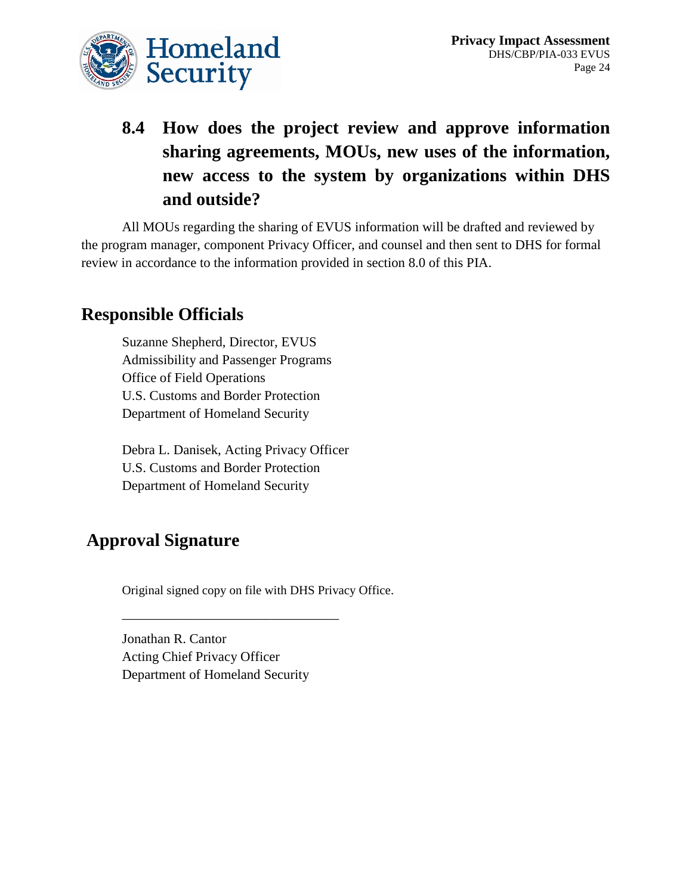## 8.4 How does the project review and approve information sharing agreements, MOUs, new uses of the information, new access to the system by organizations within DHS and outside?

All MOUs regarding the sharing of EVUS information will be drafted and reviewed by the program manager, component Privacy Officer, and counsel and then sent to DHS for formal review in accordance to the information provided in section 8.0 of this PIA.

## Responsible Officials

Suzanne Shepherd, Director, EVUS
Admissibility and Passenger Programs
Office of Field Operations
U.S. Customs and Border Protection
Department of Homeland Security

Debra L. Danisek, Acting Privacy Officer
U.S. Customs and Border Protection
Department of Homeland Security

## Approval Signature

Original signed copy on file with DHS Privacy Office.

________________________________

Jonathan R. Cantor
Acting Chief Privacy Officer
Department of Homeland Security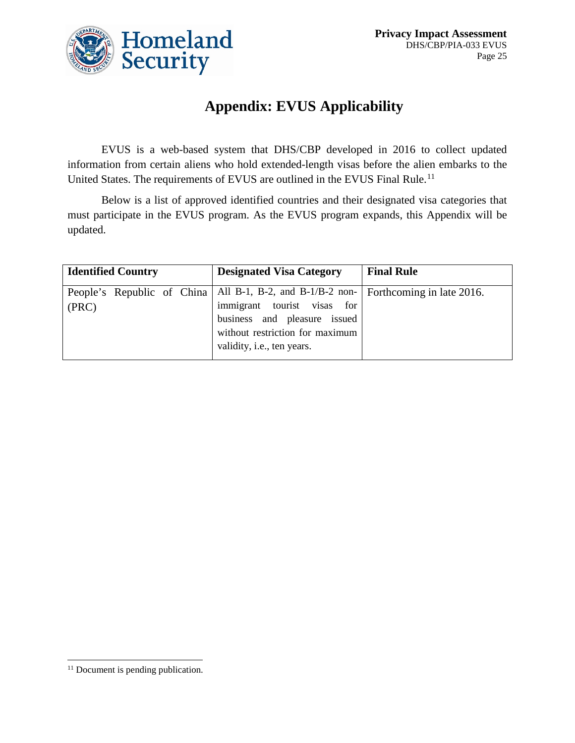# Appendix: EVUS Applicability

EVUS is a web-based system that DHS/CBP developed in 2016 to collect updated information from certain aliens who hold extended-length visas before the alien embarks to the United States. The requirements of EVUS are outlined in the EVUS Final Rule.[11]

Below is a list of approved identified countries and their designated visa categories that must participate in the EVUS program. As the EVUS program expands, this Appendix will be updated.

| Identified Country | Designated Visa Category | Final Rule |
|---|---|---|
| People's Republic of China (PRC) | All B-1, B-2, and B-1/B-2 non-immigrant tourist visas for business and pleasure issued without restriction for maximum validity, i.e., ten years. | Forthcoming in late 2016. |

[11] Document is pending publication.